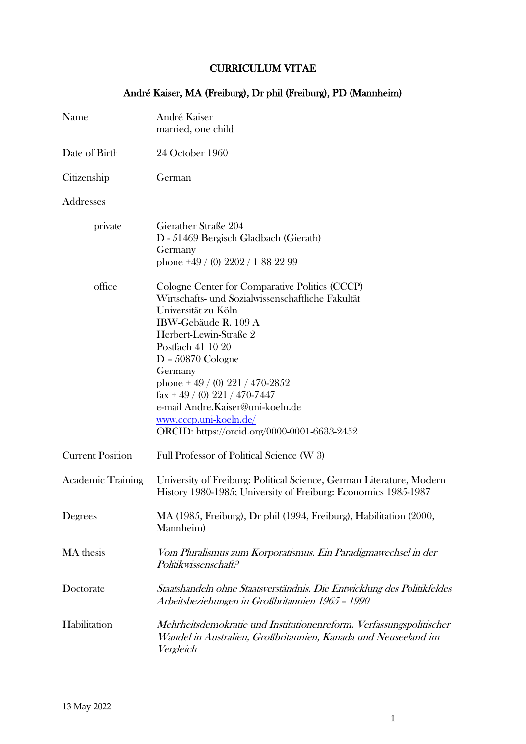# CURRICULUM VITAE

## André Kaiser, MA (Freiburg), Dr phil (Freiburg), PD (Mannheim)

| | |
|---|---|
| Name | André Kaiser<br>married, one child |
| Date of Birth | 24 October 1960 |
| Citizenship | German |
| Addresses | |
| private | Gierather Straße 204<br>D - 51469 Bergisch Gladbach (Gierath)<br>Germany<br>phone +49 / (0) 2202 / 1 88 22 99 |
| office | Cologne Center for Comparative Politics (CCCP)<br>Wirtschafts- und Sozialwissenschaftliche Fakultät<br>Universität zu Köln<br>IBW-Gebäude R. 109 A<br>Herbert-Lewin-Straße 2<br>Postfach 41 10 20<br>D – 50870 Cologne<br>Germany<br>phone + 49 / (0) 221 / 470-2852<br>fax + 49 / (0) 221 / 470-7447<br>e-mail Andre.Kaiser@uni-koeln.de<br>www.cccp.uni-koeln.de/<br>ORCID: https://orcid.org/0000-0001-6633-2452 |
| Current Position | Full Professor of Political Science (W 3) |
| Academic Training | University of Freiburg: Political Science, German Literature, Modern History 1980-1985; University of Freiburg: Economics 1985-1987 |
| Degrees | MA (1985, Freiburg), Dr phil (1994, Freiburg), Habilitation (2000, Mannheim) |
| MA thesis | *Vom Pluralismus zum Korporatismus. Ein Paradigmawechsel in der Politikwissenschaft?* |
| Doctorate | *Staatshandeln ohne Staatsverständnis. Die Entwicklung des Politikfeldes Arbeitsbeziehungen in Großbritannien 1965 – 1990* |
| Habilitation | *Mehrheitsdemokratie und Institutionenreform. Verfassungspolitischer Wandel in Australien, Großbritannien, Kanada und Neuseeland im Vergleich* |

13 May 2022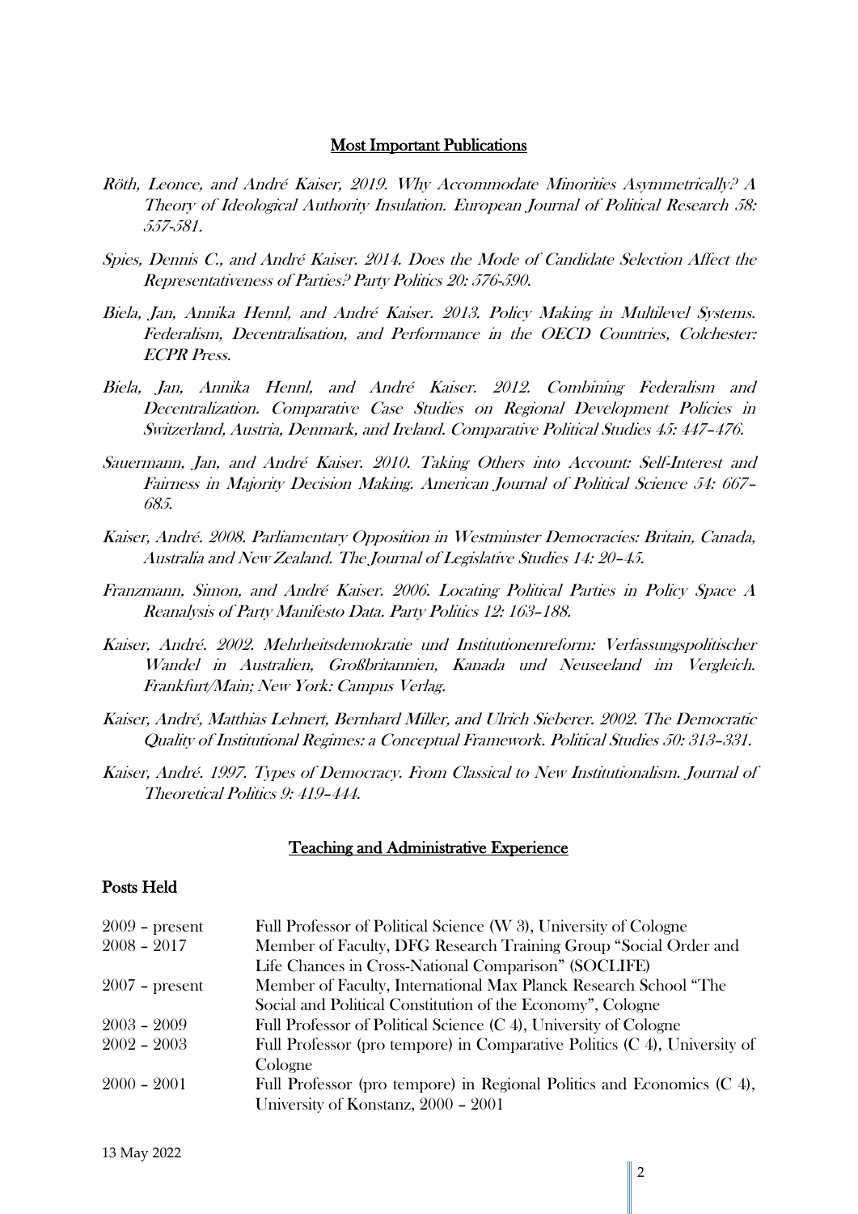## Most Important Publications

*Röth, Leonce, and André Kaiser, 2019. Why Accommodate Minorities Asymmetrically? A Theory of Ideological Authority Insulation. European Journal of Political Research 58: 557-581.*

*Spies, Dennis C., and André Kaiser. 2014. Does the Mode of Candidate Selection Affect the Representativeness of Parties? Party Politics 20: 576-590.*

*Biela, Jan, Annika Hennl, and André Kaiser. 2013. Policy Making in Multilevel Systems. Federalism, Decentralisation, and Performance in the OECD Countries, Colchester: ECPR Press.*

*Biela, Jan, Annika Hennl, and André Kaiser. 2012. Combining Federalism and Decentralization. Comparative Case Studies on Regional Development Policies in Switzerland, Austria, Denmark, and Ireland. Comparative Political Studies 45: 447–476.*

*Sauermann, Jan, and André Kaiser. 2010. Taking Others into Account: Self-Interest and Fairness in Majority Decision Making. American Journal of Political Science 54: 667–685.*

*Kaiser, André. 2008. Parliamentary Opposition in Westminster Democracies: Britain, Canada, Australia and New Zealand. The Journal of Legislative Studies 14: 20–45.*

*Franzmann, Simon, and André Kaiser. 2006. Locating Political Parties in Policy Space A Reanalysis of Party Manifesto Data. Party Politics 12: 163–188.*

*Kaiser, André. 2002. Mehrheitsdemokratie und Institutionenreform: Verfassungspolitischer Wandel in Australien, Großbritannien, Kanada und Neuseeland im Vergleich. Frankfurt/Main; New York: Campus Verlag.*

*Kaiser, André, Matthias Lehnert, Bernhard Miller, and Ulrich Sieberer. 2002. The Democratic Quality of Institutional Regimes: a Conceptual Framework. Political Studies 50: 313–331.*

*Kaiser, André. 1997. Types of Democracy. From Classical to New Institutionalism. Journal of Theoretical Politics 9: 419–444.*

## Teaching and Administrative Experience

### Posts Held

| | |
|---|---|
| 2009 – present | Full Professor of Political Science (W 3), University of Cologne |
| 2008 – 2017 | Member of Faculty, DFG Research Training Group "Social Order and Life Chances in Cross-National Comparison" (SOCLIFE) |
| 2007 – present | Member of Faculty, International Max Planck Research School "The Social and Political Constitution of the Economy", Cologne |
| 2003 – 2009 | Full Professor of Political Science (C 4), University of Cologne |
| 2002 – 2003 | Full Professor (pro tempore) in Comparative Politics (C 4), University of Cologne |
| 2000 – 2001 | Full Professor (pro tempore) in Regional Politics and Economics (C 4), University of Konstanz, 2000 – 2001 |

13 May 2022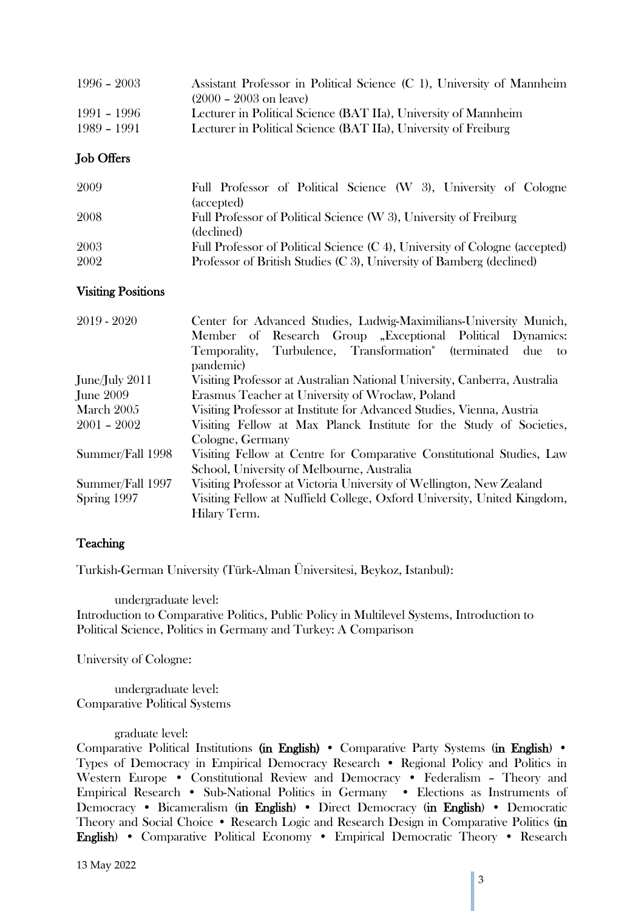| | |
|---|---|
| 1996 – 2003 | Assistant Professor in Political Science (C 1), University of Mannheim (2000 – 2003 on leave) |
| 1991 – 1996 | Lecturer in Political Science (BAT IIa), University of Mannheim |
| 1989 – 1991 | Lecturer in Political Science (BAT IIa), University of Freiburg |

## Job Offers

| | |
|---|---|
| 2009 | Full Professor of Political Science (W 3), University of Cologne (accepted) |
| 2008 | Full Professor of Political Science (W 3), University of Freiburg (declined) |
| 2003 | Full Professor of Political Science (C 4), University of Cologne (accepted) |
| 2002 | Professor of British Studies (C 3), University of Bamberg (declined) |

## Visiting Positions

| | |
|---|---|
| 2019 - 2020 | Center for Advanced Studies, Ludwig-Maximilians-University Munich, Member of Research Group „Exceptional Political Dynamics: Temporality, Turbulence, Transformation" (terminated due to pandemic) |
| June/July 2011 | Visiting Professor at Australian National University, Canberra, Australia |
| June 2009 | Erasmus Teacher at University of Wroclaw, Poland |
| March 2005 | Visiting Professor at Institute for Advanced Studies, Vienna, Austria |
| 2001 – 2002 | Visiting Fellow at Max Planck Institute for the Study of Societies, Cologne, Germany |
| Summer/Fall 1998 | Visiting Fellow at Centre for Comparative Constitutional Studies, Law School, University of Melbourne, Australia |
| Summer/Fall 1997 | Visiting Professor at Victoria University of Wellington, New Zealand |
| Spring 1997 | Visiting Fellow at Nuffield College, Oxford University, United Kingdom, Hilary Term. |

## Teaching

Turkish-German University (Türk-Alman Üniversitesi, Beykoz, Istanbul):

undergraduate level:
Introduction to Comparative Politics, Public Policy in Multilevel Systems, Introduction to Political Science, Politics in Germany and Turkey: A Comparison

University of Cologne:

undergraduate level:
Comparative Political Systems

graduate level:
Comparative Political Institutions **(in English)** • Comparative Party Systems (**in English**) • Types of Democracy in Empirical Democracy Research • Regional Policy and Politics in Western Europe • Constitutional Review and Democracy • Federalism – Theory and Empirical Research • Sub-National Politics in Germany • Elections as Instruments of Democracy • Bicameralism (**in English**) • Direct Democracy (**in English**) • Democratic Theory and Social Choice • Research Logic and Research Design in Comparative Politics (**in English**) • Comparative Political Economy • Empirical Democratic Theory • Research

13 May 2022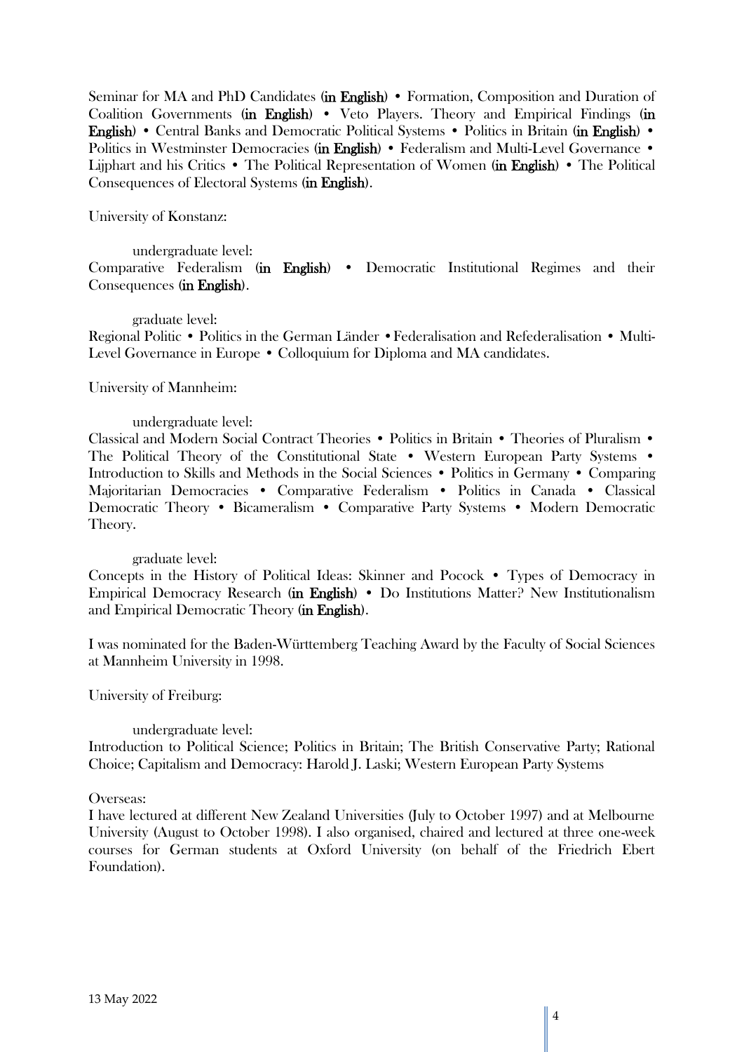Seminar for MA and PhD Candidates (**in English**) • Formation, Composition and Duration of Coalition Governments (**in English**) • Veto Players. Theory and Empirical Findings (**in English**) • Central Banks and Democratic Political Systems • Politics in Britain (**in English**) • Politics in Westminster Democracies (**in English**) • Federalism and Multi-Level Governance • Lijphart and his Critics • The Political Representation of Women (**in English**) • The Political Consequences of Electoral Systems (**in English**).

University of Konstanz:

undergraduate level:
Comparative Federalism (**in English**) • Democratic Institutional Regimes and their Consequences (**in English**).

graduate level:
Regional Politic • Politics in the German Länder • Federalisation and Refederalisation • Multi-Level Governance in Europe • Colloquium for Diploma and MA candidates.

University of Mannheim:

undergraduate level:
Classical and Modern Social Contract Theories • Politics in Britain • Theories of Pluralism • The Political Theory of the Constitutional State • Western European Party Systems • Introduction to Skills and Methods in the Social Sciences • Politics in Germany • Comparing Majoritarian Democracies • Comparative Federalism • Politics in Canada • Classical Democratic Theory • Bicameralism • Comparative Party Systems • Modern Democratic Theory.

graduate level:
Concepts in the History of Political Ideas: Skinner and Pocock • Types of Democracy in Empirical Democracy Research (**in English**) • Do Institutions Matter? New Institutionalism and Empirical Democratic Theory (**in English**).

I was nominated for the Baden-Württemberg Teaching Award by the Faculty of Social Sciences at Mannheim University in 1998.

University of Freiburg:

undergraduate level:
Introduction to Political Science; Politics in Britain; The British Conservative Party; Rational Choice; Capitalism and Democracy: Harold J. Laski; Western European Party Systems

Overseas:
I have lectured at different New Zealand Universities (July to October 1997) and at Melbourne University (August to October 1998). I also organised, chaired and lectured at three one-week courses for German students at Oxford University (on behalf of the Friedrich Ebert Foundation).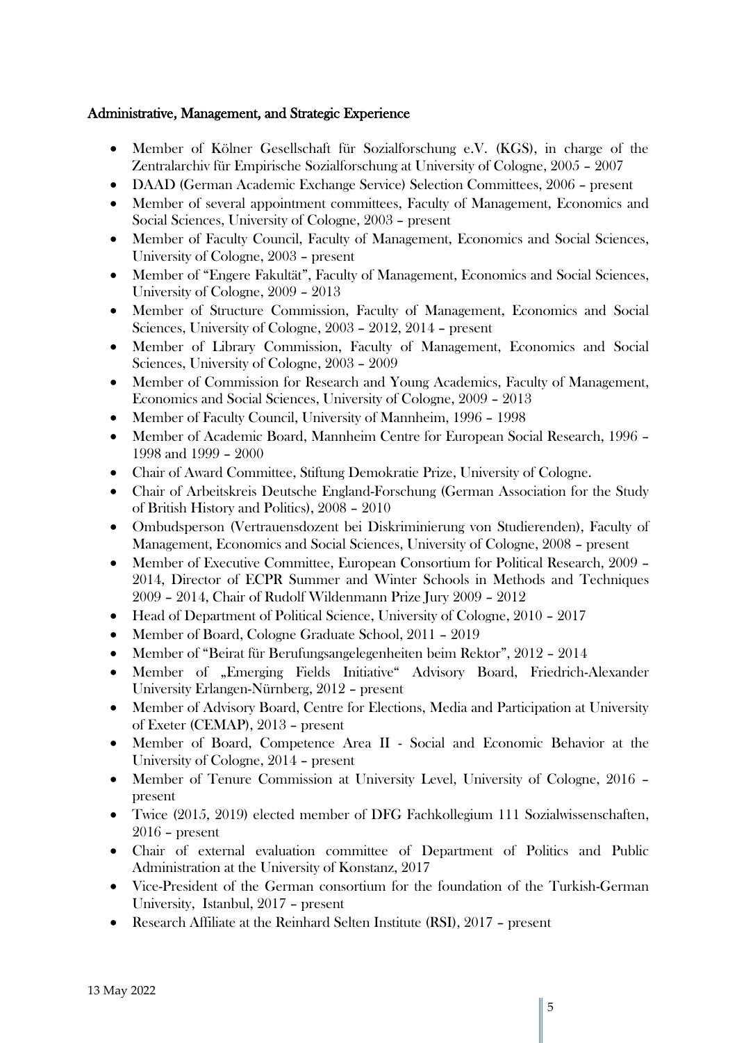## Administrative, Management, and Strategic Experience

- Member of Kölner Gesellschaft für Sozialforschung e.V. (KGS), in charge of the Zentralarchiv für Empirische Sozialforschung at University of Cologne, 2005 – 2007
- DAAD (German Academic Exchange Service) Selection Committees, 2006 – present
- Member of several appointment committees, Faculty of Management, Economics and Social Sciences, University of Cologne, 2003 – present
- Member of Faculty Council, Faculty of Management, Economics and Social Sciences, University of Cologne, 2003 – present
- Member of "Engere Fakultät", Faculty of Management, Economics and Social Sciences, University of Cologne, 2009 – 2013
- Member of Structure Commission, Faculty of Management, Economics and Social Sciences, University of Cologne, 2003 – 2012, 2014 – present
- Member of Library Commission, Faculty of Management, Economics and Social Sciences, University of Cologne, 2003 – 2009
- Member of Commission for Research and Young Academics, Faculty of Management, Economics and Social Sciences, University of Cologne, 2009 – 2013
- Member of Faculty Council, University of Mannheim, 1996 – 1998
- Member of Academic Board, Mannheim Centre for European Social Research, 1996 – 1998 and 1999 – 2000
- Chair of Award Committee, Stiftung Demokratie Prize, University of Cologne.
- Chair of Arbeitskreis Deutsche England-Forschung (German Association for the Study of British History and Politics), 2008 – 2010
- Ombudsperson (Vertrauensdozent bei Diskriminierung von Studierenden), Faculty of Management, Economics and Social Sciences, University of Cologne, 2008 – present
- Member of Executive Committee, European Consortium for Political Research, 2009 – 2014, Director of ECPR Summer and Winter Schools in Methods and Techniques 2009 – 2014, Chair of Rudolf Wildenmann Prize Jury 2009 – 2012
- Head of Department of Political Science, University of Cologne, 2010 – 2017
- Member of Board, Cologne Graduate School, 2011 – 2019
- Member of "Beirat für Berufungsangelegenheiten beim Rektor", 2012 – 2014
- Member of „Emerging Fields Initiative" Advisory Board, Friedrich-Alexander University Erlangen-Nürnberg, 2012 – present
- Member of Advisory Board, Centre for Elections, Media and Participation at University of Exeter (CEMAP), 2013 – present
- Member of Board, Competence Area II - Social and Economic Behavior at the University of Cologne, 2014 – present
- Member of Tenure Commission at University Level, University of Cologne, 2016 – present
- Twice (2015, 2019) elected member of DFG Fachkollegium 111 Sozialwissenschaften, 2016 – present
- Chair of external evaluation committee of Department of Politics and Public Administration at the University of Konstanz, 2017
- Vice-President of the German consortium for the foundation of the Turkish-German University, Istanbul, 2017 – present
- Research Affiliate at the Reinhard Selten Institute (RSI), 2017 – present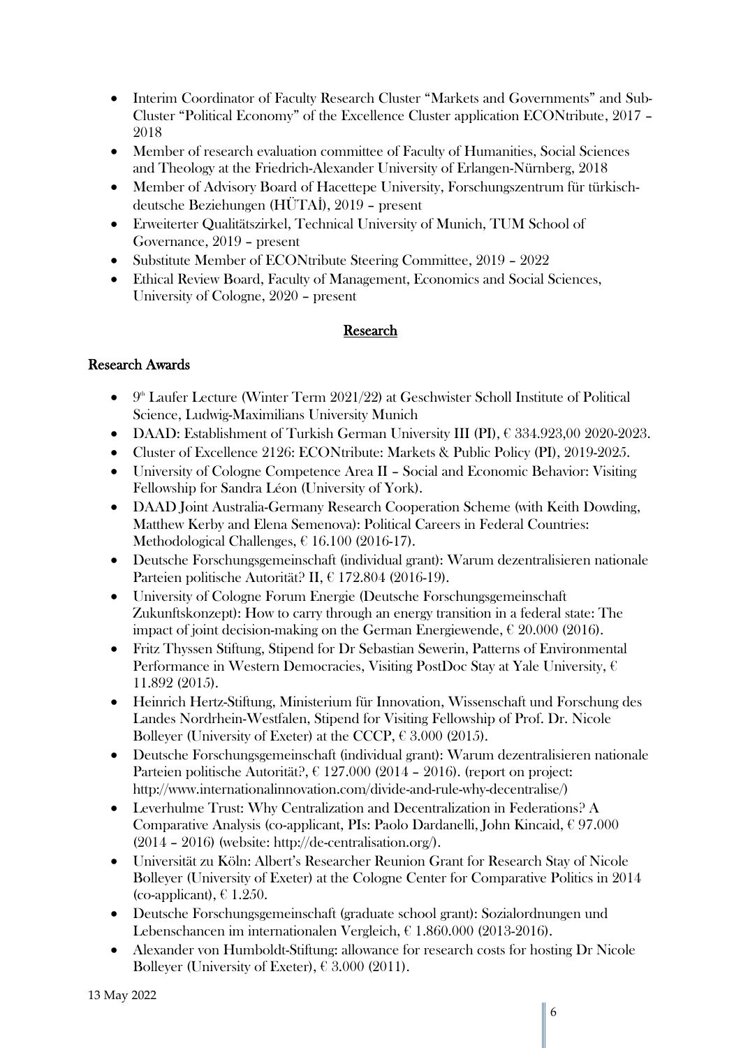- Interim Coordinator of Faculty Research Cluster "Markets and Governments" and Sub-Cluster "Political Economy" of the Excellence Cluster application ECONtribute, 2017 – 2018
- Member of research evaluation committee of Faculty of Humanities, Social Sciences and Theology at the Friedrich-Alexander University of Erlangen-Nürnberg, 2018
- Member of Advisory Board of Hacettepe University, Forschungszentrum für türkisch-deutsche Beziehungen (HÜTAİ), 2019 – present
- Erweiterter Qualitätszirkel, Technical University of Munich, TUM School of Governance, 2019 – present
- Substitute Member of ECONtribute Steering Committee, 2019 – 2022
- Ethical Review Board, Faculty of Management, Economics and Social Sciences, University of Cologne, 2020 – present

## Research

### Research Awards

- 9th Laufer Lecture (Winter Term 2021/22) at Geschwister Scholl Institute of Political Science, Ludwig-Maximilians University Munich
- DAAD: Establishment of Turkish German University III (PI), € 334.923,00 2020-2023.
- Cluster of Excellence 2126: ECONtribute: Markets & Public Policy (PI), 2019-2025.
- University of Cologne Competence Area II – Social and Economic Behavior: Visiting Fellowship for Sandra Léon (University of York).
- DAAD Joint Australia-Germany Research Cooperation Scheme (with Keith Dowding, Matthew Kerby and Elena Semenova): Political Careers in Federal Countries: Methodological Challenges, € 16.100 (2016-17).
- Deutsche Forschungsgemeinschaft (individual grant): Warum dezentralisieren nationale Parteien politische Autorität? II, € 172.804 (2016-19).
- University of Cologne Forum Energie (Deutsche Forschungsgemeinschaft Zukunftskonzept): How to carry through an energy transition in a federal state: The impact of joint decision-making on the German Energiewende, € 20.000 (2016).
- Fritz Thyssen Stiftung, Stipend for Dr Sebastian Sewerin, Patterns of Environmental Performance in Western Democracies, Visiting PostDoc Stay at Yale University, € 11.892 (2015).
- Heinrich Hertz-Stiftung, Ministerium für Innovation, Wissenschaft und Forschung des Landes Nordrhein-Westfalen, Stipend for Visiting Fellowship of Prof. Dr. Nicole Bolleyer (University of Exeter) at the CCCP, € 3.000 (2015).
- Deutsche Forschungsgemeinschaft (individual grant): Warum dezentralisieren nationale Parteien politische Autorität?, € 127.000 (2014 – 2016). (report on project: http://www.internationalinnovation.com/divide-and-rule-why-decentralise/)
- Leverhulme Trust: Why Centralization and Decentralization in Federations? A Comparative Analysis (co-applicant, PIs: Paolo Dardanelli, John Kincaid, € 97.000 (2014 – 2016) (website: http://de-centralisation.org/).
- Universität zu Köln: Albert's Researcher Reunion Grant for Research Stay of Nicole Bolleyer (University of Exeter) at the Cologne Center for Comparative Politics in 2014 (co-applicant), € 1.250.
- Deutsche Forschungsgemeinschaft (graduate school grant): Sozialordnungen und Lebenschancen im internationalen Vergleich, € 1.860.000 (2013-2016).
- Alexander von Humboldt-Stiftung: allowance for research costs for hosting Dr Nicole Bolleyer (University of Exeter), € 3.000 (2011).

13 May 2022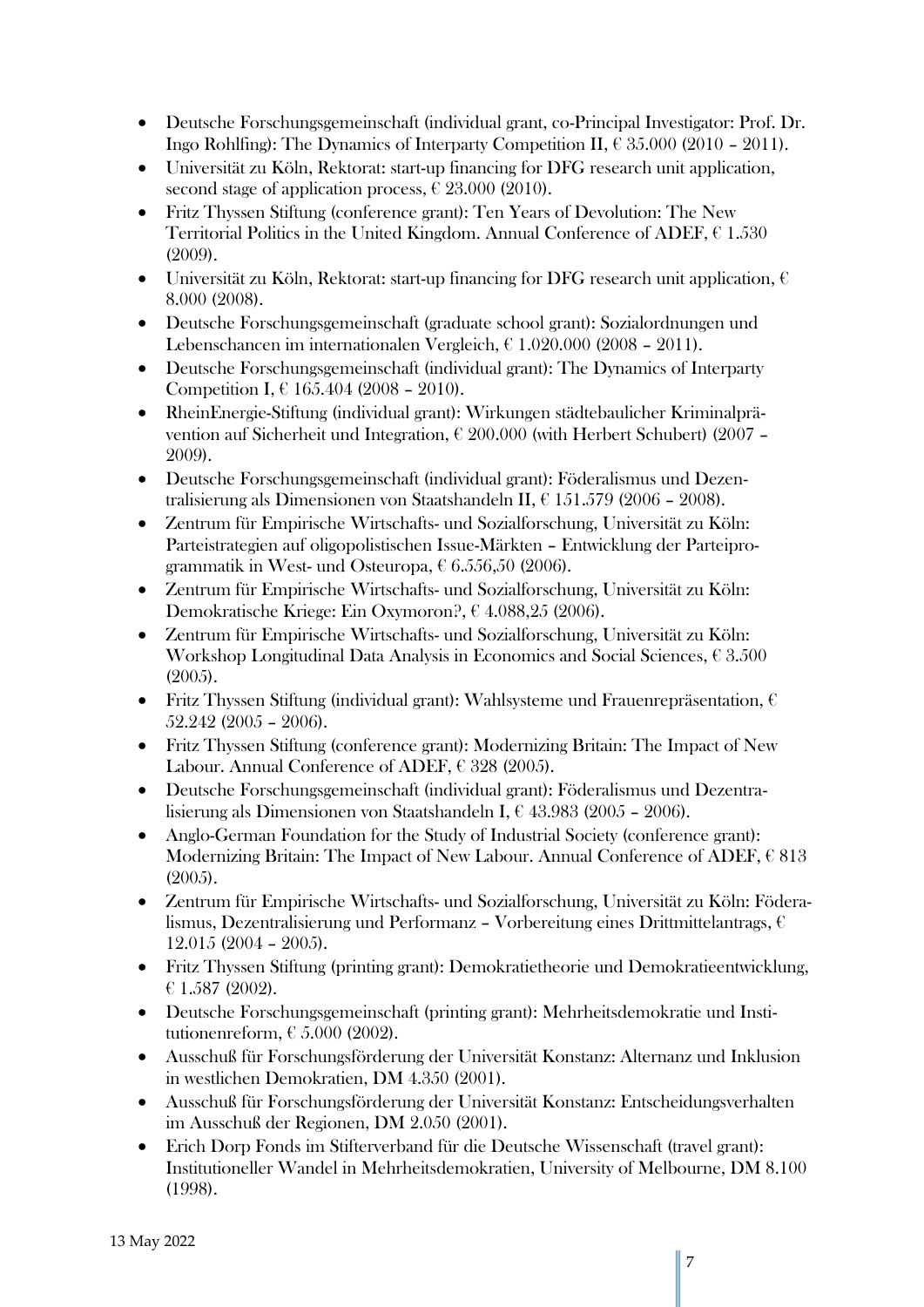- Deutsche Forschungsgemeinschaft (individual grant, co-Principal Investigator: Prof. Dr. Ingo Rohlfing): The Dynamics of Interparty Competition II, € 35.000 (2010 – 2011).
- Universität zu Köln, Rektorat: start-up financing for DFG research unit application, second stage of application process, € 23.000 (2010).
- Fritz Thyssen Stiftung (conference grant): Ten Years of Devolution: The New Territorial Politics in the United Kingdom. Annual Conference of ADEF, € 1.530 (2009).
- Universität zu Köln, Rektorat: start-up financing for DFG research unit application, € 8.000 (2008).
- Deutsche Forschungsgemeinschaft (graduate school grant): Sozialordnungen und Lebenschancen im internationalen Vergleich, € 1.020.000 (2008 – 2011).
- Deutsche Forschungsgemeinschaft (individual grant): The Dynamics of Interparty Competition I, € 165.404 (2008 – 2010).
- RheinEnergie-Stiftung (individual grant): Wirkungen städtebaulicher Kriminalprävention auf Sicherheit und Integration, € 200.000 (with Herbert Schubert) (2007 – 2009).
- Deutsche Forschungsgemeinschaft (individual grant): Föderalismus und Dezentralisierung als Dimensionen von Staatshandeln II, € 151.579 (2006 – 2008).
- Zentrum für Empirische Wirtschafts- und Sozialforschung, Universität zu Köln: Parteistrategien auf oligopolistischen Issue-Märkten – Entwicklung der Parteiprogrammatik in West- und Osteuropa, € 6.556,50 (2006).
- Zentrum für Empirische Wirtschafts- und Sozialforschung, Universität zu Köln: Demokratische Kriege: Ein Oxymoron?, € 4.088,25 (2006).
- Zentrum für Empirische Wirtschafts- und Sozialforschung, Universität zu Köln: Workshop Longitudinal Data Analysis in Economics and Social Sciences, € 3.500 (2005).
- Fritz Thyssen Stiftung (individual grant): Wahlsysteme und Frauenrepräsentation, € 52.242 (2005 – 2006).
- Fritz Thyssen Stiftung (conference grant): Modernizing Britain: The Impact of New Labour. Annual Conference of ADEF, € 328 (2005).
- Deutsche Forschungsgemeinschaft (individual grant): Föderalismus und Dezentralisierung als Dimensionen von Staatshandeln I, € 43.983 (2005 – 2006).
- Anglo-German Foundation for the Study of Industrial Society (conference grant): Modernizing Britain: The Impact of New Labour. Annual Conference of ADEF, € 813 (2005).
- Zentrum für Empirische Wirtschafts- und Sozialforschung, Universität zu Köln: Föderalismus, Dezentralisierung und Performanz – Vorbereitung eines Drittmittelantrags, € 12.015 (2004 – 2005).
- Fritz Thyssen Stiftung (printing grant): Demokratietheorie und Demokratieentwicklung, € 1.587 (2002).
- Deutsche Forschungsgemeinschaft (printing grant): Mehrheitsdemokratie und Institutionenreform, € 5.000 (2002).
- Ausschuß für Forschungsförderung der Universität Konstanz: Alternanz und Inklusion in westlichen Demokratien, DM 4.350 (2001).
- Ausschuß für Forschungsförderung der Universität Konstanz: Entscheidungsverhalten im Ausschuß der Regionen, DM 2.050 (2001).
- Erich Dorp Fonds im Stifterverband für die Deutsche Wissenschaft (travel grant): Institutioneller Wandel in Mehrheitsdemokratien, University of Melbourne, DM 8.100 (1998).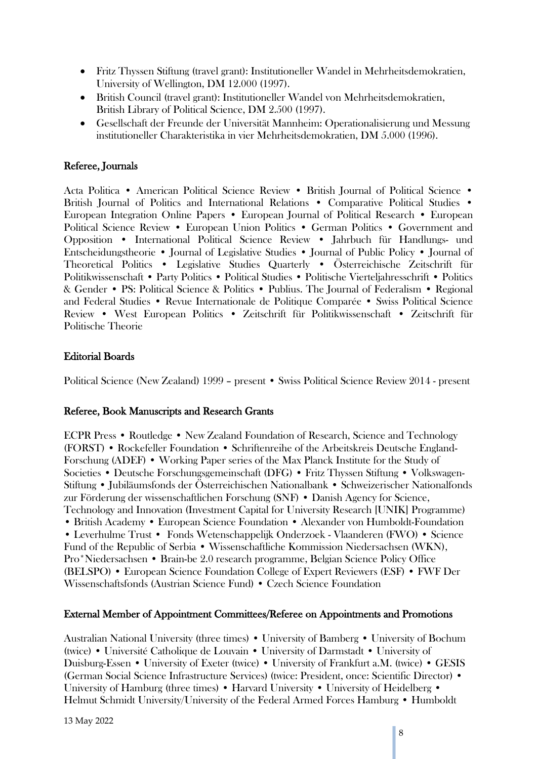- Fritz Thyssen Stiftung (travel grant): Institutioneller Wandel in Mehrheitsdemokratien, University of Wellington, DM 12.000 (1997).
- British Council (travel grant): Institutioneller Wandel von Mehrheitsdemokratien, British Library of Political Science, DM 2.500 (1997).
- Gesellschaft der Freunde der Universität Mannheim: Operationalisierung und Messung institutioneller Charakteristika in vier Mehrheitsdemokratien, DM 5.000 (1996).

## Referee, Journals

Acta Politica • American Political Science Review • British Journal of Political Science • British Journal of Politics and International Relations • Comparative Political Studies • European Integration Online Papers • European Journal of Political Research • European Political Science Review • European Union Politics • German Politics • Government and Opposition • International Political Science Review • Jahrbuch für Handlungs- und Entscheidungstheorie • Journal of Legislative Studies • Journal of Public Policy • Journal of Theoretical Politics • Legislative Studies Quarterly • Österreichische Zeitschrift für Politikwissenschaft • Party Politics • Political Studies • Politische Vierteljahresschrift • Politics & Gender • PS: Political Science & Politics • Publius. The Journal of Federalism • Regional and Federal Studies • Revue Internationale de Politique Comparée • Swiss Political Science Review • West European Politics • Zeitschrift für Politikwissenschaft • Zeitschrift für Politische Theorie

## Editorial Boards

Political Science (New Zealand) 1999 – present • Swiss Political Science Review 2014 - present

## Referee, Book Manuscripts and Research Grants

ECPR Press • Routledge • New Zealand Foundation of Research, Science and Technology (FORST) • Rockefeller Foundation • Schriftenreihe of the Arbeitskreis Deutsche England-Forschung (ADEF) • Working Paper series of the Max Planck Institute for the Study of Societies • Deutsche Forschungsgemeinschaft (DFG) • Fritz Thyssen Stiftung • Volkswagen-Stiftung • Jubiläumsfonds der Österreichischen Nationalbank • Schweizerischer Nationalfonds zur Förderung der wissenschaftlichen Forschung (SNF) • Danish Agency for Science, Technology and Innovation (Investment Capital for University Research [UNIK] Programme) • British Academy • European Science Foundation • Alexander von Humboldt-Foundation • Leverhulme Trust • Fonds Wetenschappelijk Onderzoek - Vlaanderen (FWO) • Science Fund of the Republic of Serbia • Wissenschaftliche Kommission Niedersachsen (WKN), Pro*Niedersachsen • Brain-be 2.0 research programme, Belgian Science Policy Office (BELSPO) • European Science Foundation College of Expert Reviewers (ESF) • FWF Der Wissenschaftsfonds (Austrian Science Fund) • Czech Science Foundation

## External Member of Appointment Committees/Referee on Appointments and Promotions

Australian National University (three times) • University of Bamberg • University of Bochum (twice) • Université Catholique de Louvain • University of Darmstadt • University of Duisburg-Essen • University of Exeter (twice) • University of Frankfurt a.M. (twice) • GESIS (German Social Science Infrastructure Services) (twice: President, once: Scientific Director) • University of Hamburg (three times) • Harvard University • University of Heidelberg • Helmut Schmidt University/University of the Federal Armed Forces Hamburg • Humboldt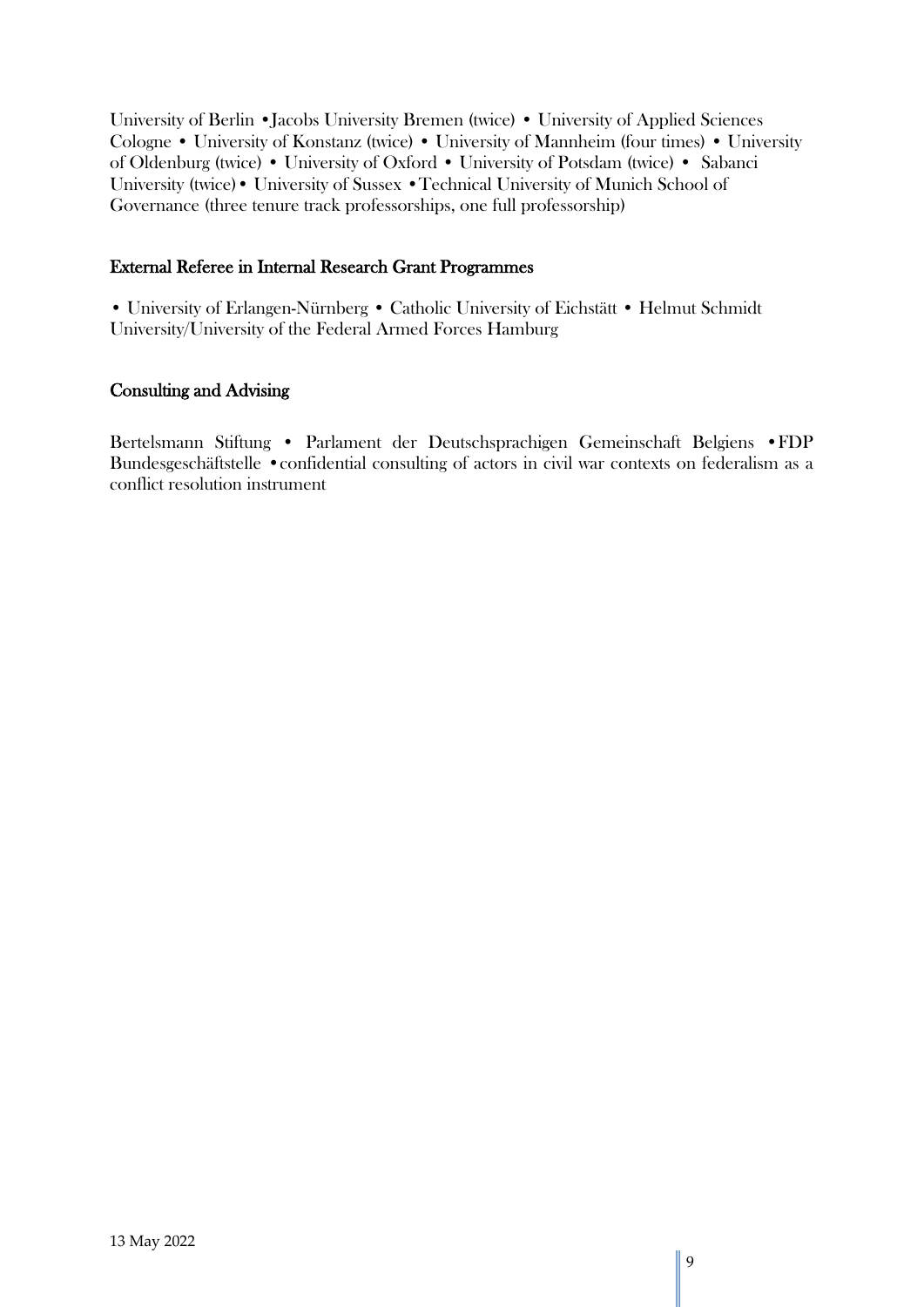University of Berlin •Jacobs University Bremen (twice) • University of Applied Sciences Cologne • University of Konstanz (twice) • University of Mannheim (four times) • University of Oldenburg (twice) • University of Oxford • University of Potsdam (twice) • Sabanci University (twice)• University of Sussex •Technical University of Munich School of Governance (three tenure track professorships, one full professorship)

## External Referee in Internal Research Grant Programmes

• University of Erlangen-Nürnberg • Catholic University of Eichstätt • Helmut Schmidt University/University of the Federal Armed Forces Hamburg

## Consulting and Advising

Bertelsmann Stiftung • Parlament der Deutschsprachigen Gemeinschaft Belgiens •FDP Bundesgeschäftstelle •confidential consulting of actors in civil war contexts on federalism as a conflict resolution instrument

13 May 2022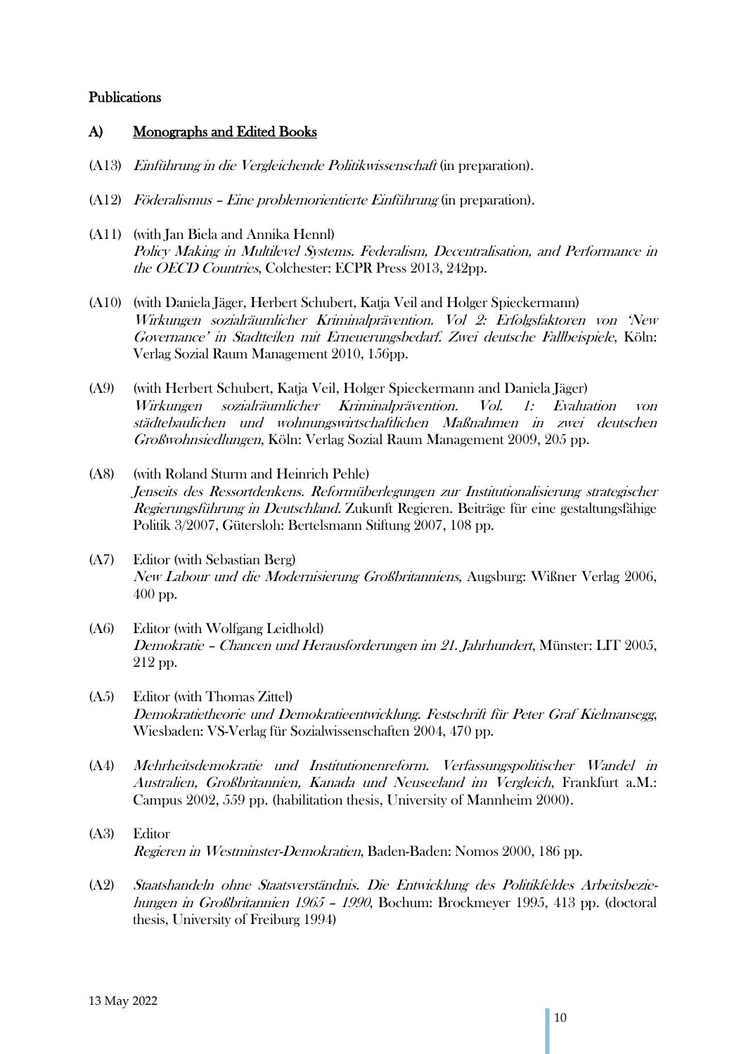**Publications**

## A) Monographs and Edited Books

(A13) *Einführung in die Vergleichende Politikwissenschaft* (in preparation).

(A12) *Föderalismus – Eine problemorientierte Einführung* (in preparation).

(A11) (with Jan Biela and Annika Hennl)
*Policy Making in Multilevel Systems. Federalism, Decentralisation, and Performance in the OECD Countries*, Colchester: ECPR Press 2013, 242pp.

(A10) (with Daniela Jäger, Herbert Schubert, Katja Veil and Holger Spieckermann)
*Wirkungen sozialräumlicher Kriminalprävention. Vol 2: Erfolgsfaktoren von 'New Governance' in Stadtteilen mit Erneuerungsbedarf. Zwei deutsche Fallbeispiele*, Köln: Verlag Sozial Raum Management 2010, 156pp.

(A9) (with Herbert Schubert, Katja Veil, Holger Spieckermann and Daniela Jäger)
*Wirkungen sozialräumlicher Kriminalprävention. Vol. 1: Evaluation von städtebaulichen und wohnungswirtschaftlichen Maßnahmen in zwei deutschen Großwohnsiedlungen*, Köln: Verlag Sozial Raum Management 2009, 205 pp.

(A8) (with Roland Sturm and Heinrich Pehle)
*Jenseits des Ressortdenkens. Reformüberlegungen zur Institutionalisierung strategischer Regierungsführung in Deutschland.* Zukunft Regieren. Beiträge für eine gestaltungsfähige Politik 3/2007, Gütersloh: Bertelsmann Stiftung 2007, 108 pp.

(A7) Editor (with Sebastian Berg)
*New Labour und die Modernisierung Großbritanniens*, Augsburg: Wißner Verlag 2006, 400 pp.

(A6) Editor (with Wolfgang Leidhold)
*Demokratie – Chancen und Herausforderungen im 21. Jahrhundert*, Münster: LIT 2005, 212 pp.

(A5) Editor (with Thomas Zittel)
*Demokratietheorie und Demokratieentwicklung. Festschrift für Peter Graf Kielmansegg*, Wiesbaden: VS-Verlag für Sozialwissenschaften 2004, 470 pp.

(A4) *Mehrheitsdemokratie und Institutionenreform. Verfassungspolitischer Wandel in Australien, Großbritannien, Kanada und Neuseeland im Vergleich*, Frankfurt a.M.: Campus 2002, 559 pp. (habilitation thesis, University of Mannheim 2000).

(A3) Editor
*Regieren in Westminster-Demokratien*, Baden-Baden: Nomos 2000, 186 pp.

(A2) *Staatshandeln ohne Staatsverständnis. Die Entwicklung des Politikfeldes Arbeitsbeziehungen in Großbritannien 1965 – 1990*, Bochum: Brockmeyer 1995, 413 pp. (doctoral thesis, University of Freiburg 1994)

13 May 2022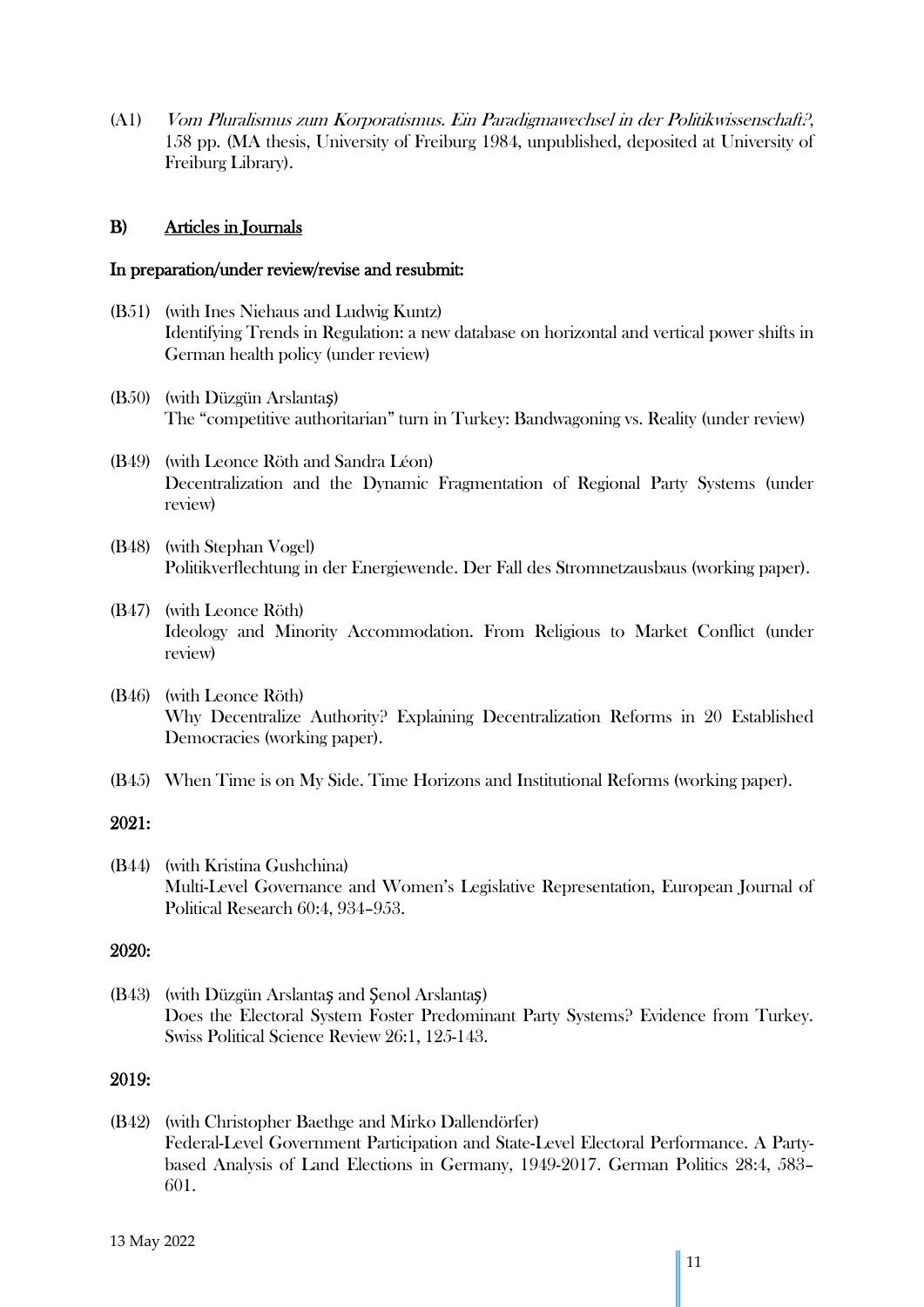(A1) *Vom Pluralismus zum Korporatismus. Ein Paradigmawechsel in der Politikwissenschaft?*, 158 pp. (MA thesis, University of Freiburg 1984, unpublished, deposited at University of Freiburg Library).

## B) Articles in Journals

### In preparation/under review/revise and resubmit:

(B51) (with Ines Niehaus and Ludwig Kuntz)
Identifying Trends in Regulation: a new database on horizontal and vertical power shifts in German health policy (under review)

(B50) (with Düzgün Arslantaş)
The "competitive authoritarian" turn in Turkey: Bandwagoning vs. Reality (under review)

(B49) (with Leonce Röth and Sandra Léon)
Decentralization and the Dynamic Fragmentation of Regional Party Systems (under review)

(B48) (with Stephan Vogel)
Politikverflechtung in der Energiewende. Der Fall des Stromnetzausbaus (working paper).

(B47) (with Leonce Röth)
Ideology and Minority Accommodation. From Religious to Market Conflict (under review)

(B46) (with Leonce Röth)
Why Decentralize Authority? Explaining Decentralization Reforms in 20 Established Democracies (working paper).

(B45) When Time is on My Side. Time Horizons and Institutional Reforms (working paper).

### 2021:

(B44) (with Kristina Gushchina)
Multi-Level Governance and Women's Legislative Representation, European Journal of Political Research 60:4, 934–953.

### 2020:

(B43) (with Düzgün Arslantaş and Şenol Arslantaş)
Does the Electoral System Foster Predominant Party Systems? Evidence from Turkey. Swiss Political Science Review 26:1, 125-143.

### 2019:

(B42) (with Christopher Baethge and Mirko Dallendörfer)
Federal-Level Government Participation and State-Level Electoral Performance. A Party-based Analysis of Land Elections in Germany, 1949-2017. German Politics 28:4, 583–601.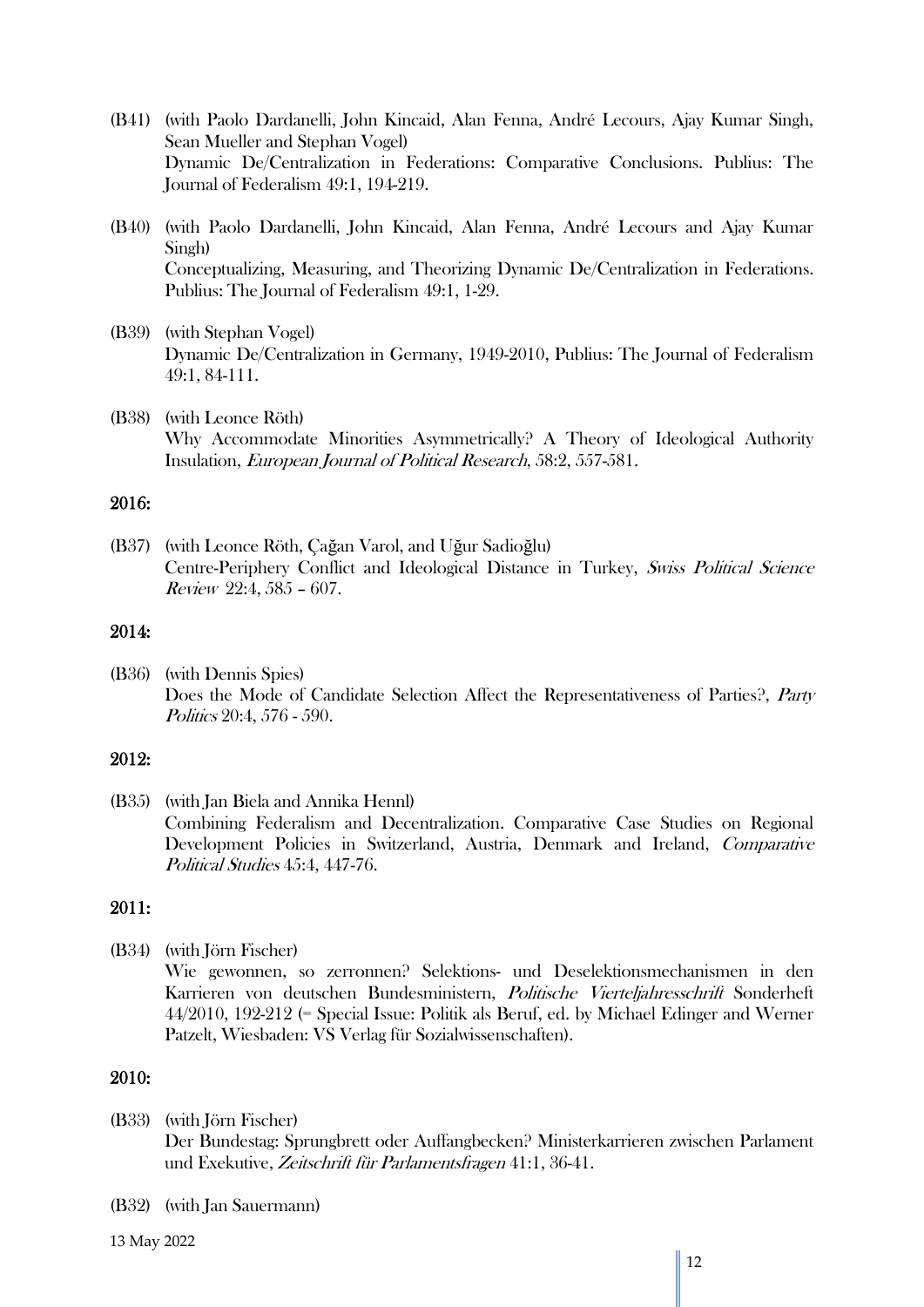(B41) (with Paolo Dardanelli, John Kincaid, Alan Fenna, André Lecours, Ajay Kumar Singh, Sean Mueller and Stephan Vogel)
Dynamic De/Centralization in Federations: Comparative Conclusions. Publius: The Journal of Federalism 49:1, 194-219.

(B40) (with Paolo Dardanelli, John Kincaid, Alan Fenna, André Lecours and Ajay Kumar Singh)
Conceptualizing, Measuring, and Theorizing Dynamic De/Centralization in Federations. Publius: The Journal of Federalism 49:1, 1-29.

(B39) (with Stephan Vogel)
Dynamic De/Centralization in Germany, 1949-2010, Publius: The Journal of Federalism 49:1, 84-111.

(B38) (with Leonce Röth)
Why Accommodate Minorities Asymmetrically? A Theory of Ideological Authority Insulation, *European Journal of Political Research*, 58:2, 557-581.

## 2016:

(B37) (with Leonce Röth, Çağan Varol, and Uğur Sadioğlu)
Centre-Periphery Conflict and Ideological Distance in Turkey, *Swiss Political Science Review* 22:4, 585 – 607.

## 2014:

(B36) (with Dennis Spies)
Does the Mode of Candidate Selection Affect the Representativeness of Parties?, *Party Politics* 20:4, 576 - 590.

## 2012:

(B35) (with Jan Biela and Annika Hennl)
Combining Federalism and Decentralization. Comparative Case Studies on Regional Development Policies in Switzerland, Austria, Denmark and Ireland, *Comparative Political Studies* 45:4, 447-76.

## 2011:

(B34) (with Jörn Fischer)
Wie gewonnen, so zerronnen? Selektions- und Deselektionsmechanismen in den Karrieren von deutschen Bundesministern, *Politische Vierteljahresschrift* Sonderheft 44/2010, 192-212 (= Special Issue: Politik als Beruf, ed. by Michael Edinger and Werner Patzelt, Wiesbaden: VS Verlag für Sozialwissenschaften).

## 2010:

(B33) (with Jörn Fischer)
Der Bundestag: Sprungbrett oder Auffangbecken? Ministerkarrieren zwischen Parlament und Exekutive, *Zeitschrift für Parlamentsfragen* 41:1, 36-41.

(B32) (with Jan Sauermann)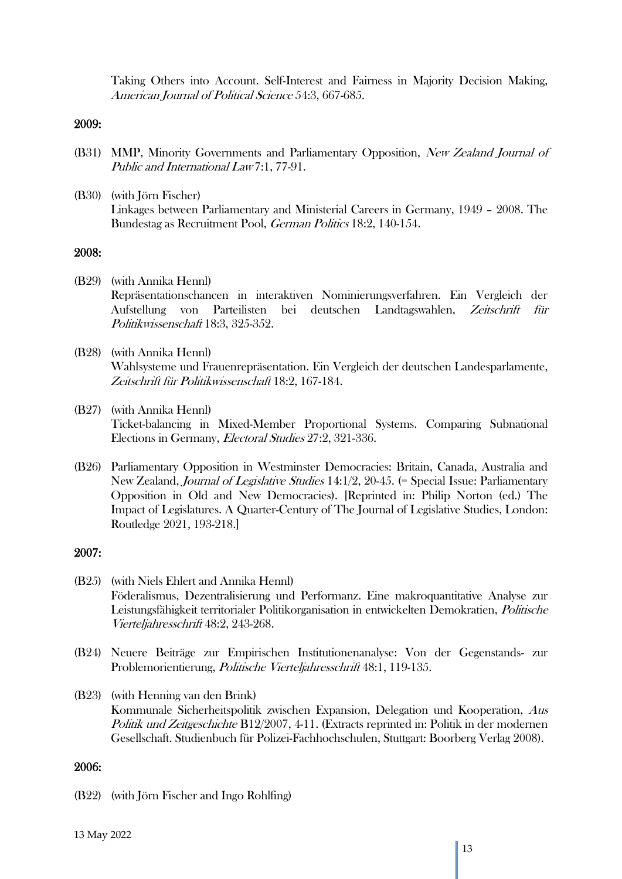Taking Others into Account. Self-Interest and Fairness in Majority Decision Making, *American Journal of Political Science* 54:3, 667-685.

**2009:**

(B31) MMP, Minority Governments and Parliamentary Opposition, *New Zealand Journal of Public and International Law* 7:1, 77-91.

(B30) (with Jörn Fischer)
Linkages between Parliamentary and Ministerial Careers in Germany, 1949 – 2008. The Bundestag as Recruitment Pool, *German Politics* 18:2, 140-154.

**2008:**

(B29) (with Annika Hennl)
Repräsentationschancen in interaktiven Nominierungsverfahren. Ein Vergleich der Aufstellung von Parteilisten bei deutschen Landtagswahlen, *Zeitschrift für Politikwissenschaft* 18:3, 325-352.

(B28) (with Annika Hennl)
Wahlsysteme und Frauenrepräsentation. Ein Vergleich der deutschen Landesparlamente, *Zeitschrift für Politikwissenschaft* 18:2, 167-184.

(B27) (with Annika Hennl)
Ticket-balancing in Mixed-Member Proportional Systems. Comparing Subnational Elections in Germany, *Electoral Studies* 27:2, 321-336.

(B26) Parliamentary Opposition in Westminster Democracies: Britain, Canada, Australia and New Zealand, *Journal of Legislative Studies* 14:1/2, 20-45. (= Special Issue: Parliamentary Opposition in Old and New Democracies). [Reprinted in: Philip Norton (ed.) The Impact of Legislatures. A Quarter-Century of The Journal of Legislative Studies, London: Routledge 2021, 193-218.]

**2007:**

(B25) (with Niels Ehlert and Annika Hennl)
Föderalismus, Dezentralisierung und Performanz. Eine makroquantitative Analyse zur Leistungsfähigkeit territorialer Politikorganisation in entwickelten Demokratien, *Politische Vierteljahresschrift* 48:2, 243-268.

(B24) Neuere Beiträge zur Empirischen Institutionenanalyse: Von der Gegenstands- zur Problemorientierung, *Politische Vierteljahresschrift* 48:1, 119-135.

(B23) (with Henning van den Brink)
Kommunale Sicherheitspolitik zwischen Expansion, Delegation und Kooperation, *Aus Politik und Zeitgeschichte* B12/2007, 4-11. (Extracts reprinted in: Politik in der modernen Gesellschaft. Studienbuch für Polizei-Fachhochschulen, Stuttgart: Boorberg Verlag 2008).

**2006:**

(B22) (with Jörn Fischer and Ingo Rohlfing)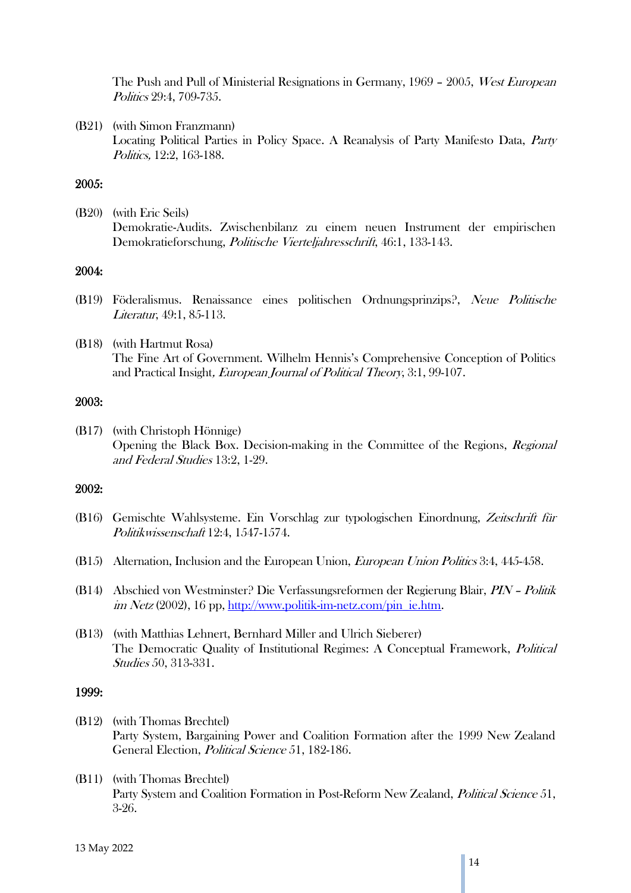The Push and Pull of Ministerial Resignations in Germany, 1969 – 2005, *West European Politics* 29:4, 709-735.

(B21) (with Simon Franzmann)
Locating Political Parties in Policy Space. A Reanalysis of Party Manifesto Data, *Party Politics,* 12:2, 163-188.

**2005:**

(B20) (with Eric Seils)
Demokratie-Audits. Zwischenbilanz zu einem neuen Instrument der empirischen Demokratieforschung, *Politische Vierteljahresschrift*, 46:1, 133-143.

**2004:**

(B19) Föderalismus. Renaissance eines politischen Ordnungsprinzips?, *Neue Politische Literatur*, 49:1, 85-113.

(B18) (with Hartmut Rosa)
The Fine Art of Government. Wilhelm Hennis's Comprehensive Conception of Politics and Practical Insight*, European Journal of Political Theory*, 3:1, 99-107.

**2003:**

(B17) (with Christoph Hönnige)
Opening the Black Box. Decision-making in the Committee of the Regions, *Regional and Federal Studies* 13:2, 1-29.

**2002:**

(B16) Gemischte Wahlsysteme. Ein Vorschlag zur typologischen Einordnung, *Zeitschrift für Politikwissenschaft* 12:4, 1547-1574.

(B15) Alternation, Inclusion and the European Union, *European Union Politics* 3:4, 445-458.

(B14) Abschied von Westminster? Die Verfassungsreformen der Regierung Blair, *PIN – Politik im Netz* (2002), 16 pp, [http://www.politik-im-netz.com/pin_ie.htm](http://www.politik-im-netz.com/pin_ie.htm).

(B13) (with Matthias Lehnert, Bernhard Miller and Ulrich Sieberer)
The Democratic Quality of Institutional Regimes: A Conceptual Framework, *Political Studies* 50, 313-331.

**1999:**

(B12) (with Thomas Brechtel)
Party System, Bargaining Power and Coalition Formation after the 1999 New Zealand General Election, *Political Science* 51, 182-186.

(B11) (with Thomas Brechtel)
Party System and Coalition Formation in Post-Reform New Zealand, *Political Science* 51, 3-26.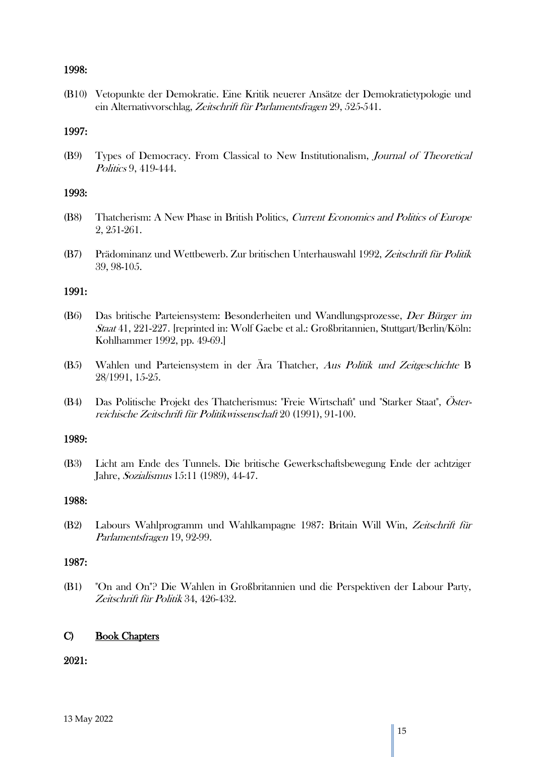**1998:**

(B10) Vetopunkte der Demokratie. Eine Kritik neuerer Ansätze der Demokratietypologie und ein Alternativvorschlag, *Zeitschrift für Parlamentsfragen* 29, 525-541.

**1997:**

(B9) Types of Democracy. From Classical to New Institutionalism, *Journal of Theoretical Politics* 9, 419-444.

**1993:**

(B8) Thatcherism: A New Phase in British Politics, *Current Economics and Politics of Europe* 2, 251-261.

(B7) Prädominanz und Wettbewerb. Zur britischen Unterhauswahl 1992, *Zeitschrift für Politik* 39, 98-105.

**1991:**

(B6) Das britische Parteiensystem: Besonderheiten und Wandlungsprozesse, *Der Bürger im Staat* 41, 221-227. [reprinted in: Wolf Gaebe et al.: Großbritannien, Stuttgart/Berlin/Köln: Kohlhammer 1992, pp. 49-69.]

(B5) Wahlen und Parteiensystem in der Ära Thatcher, *Aus Politik und Zeitgeschichte* B 28/1991, 15-25.

(B4) Das Politische Projekt des Thatcherismus: "Freie Wirtschaft" und "Starker Staat", *Österreichische Zeitschrift für Politikwissenschaft* 20 (1991), 91-100.

**1989:**

(B3) Licht am Ende des Tunnels. Die britische Gewerkschaftsbewegung Ende der achtziger Jahre, *Sozialismus* 15:11 (1989), 44-47.

**1988:**

(B2) Labours Wahlprogramm und Wahlkampagne 1987: Britain Will Win, *Zeitschrift für Parlamentsfragen* 19, 92-99.

**1987:**

(B1) "On and On"? Die Wahlen in Großbritannien und die Perspektiven der Labour Party, *Zeitschrift für Politik* 34, 426-432.

## C) Book Chapters

**2021:**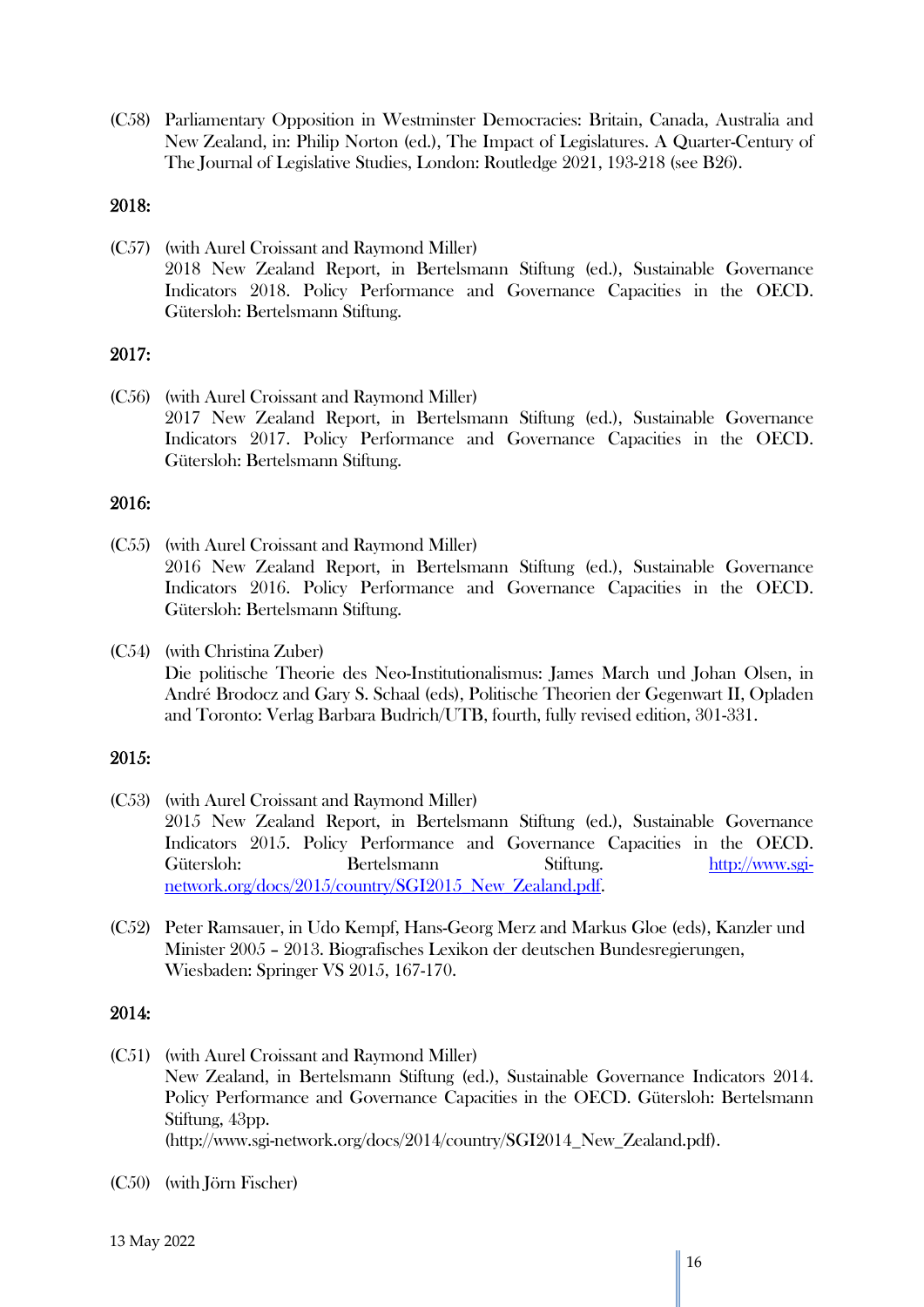(C58) Parliamentary Opposition in Westminster Democracies: Britain, Canada, Australia and New Zealand, in: Philip Norton (ed.), The Impact of Legislatures. A Quarter-Century of The Journal of Legislative Studies, London: Routledge 2021, 193-218 (see B26).

**2018:**

(C57) (with Aurel Croissant and Raymond Miller)
2018 New Zealand Report, in Bertelsmann Stiftung (ed.), Sustainable Governance Indicators 2018. Policy Performance and Governance Capacities in the OECD. Gütersloh: Bertelsmann Stiftung.

**2017:**

(C56) (with Aurel Croissant and Raymond Miller)
2017 New Zealand Report, in Bertelsmann Stiftung (ed.), Sustainable Governance Indicators 2017. Policy Performance and Governance Capacities in the OECD. Gütersloh: Bertelsmann Stiftung.

**2016:**

(C55) (with Aurel Croissant and Raymond Miller)
2016 New Zealand Report, in Bertelsmann Stiftung (ed.), Sustainable Governance Indicators 2016. Policy Performance and Governance Capacities in the OECD. Gütersloh: Bertelsmann Stiftung.

(C54) (with Christina Zuber)
Die politische Theorie des Neo-Institutionalismus: James March und Johan Olsen, in André Brodocz and Gary S. Schaal (eds), Politische Theorien der Gegenwart II, Opladen and Toronto: Verlag Barbara Budrich/UTB, fourth, fully revised edition, 301-331.

**2015:**

(C53) (with Aurel Croissant and Raymond Miller)
2015 New Zealand Report, in Bertelsmann Stiftung (ed.), Sustainable Governance Indicators 2015. Policy Performance and Governance Capacities in the OECD. Gütersloh: Bertelsmann Stiftung. [http://www.sgi-network.org/docs/2015/country/SGI2015_New_Zealand.pdf](http://www.sgi-network.org/docs/2015/country/SGI2015_New_Zealand.pdf).

(C52) Peter Ramsauer, in Udo Kempf, Hans-Georg Merz and Markus Gloe (eds), Kanzler und Minister 2005 – 2013. Biografisches Lexikon der deutschen Bundesregierungen, Wiesbaden: Springer VS 2015, 167-170.

**2014:**

(C51) (with Aurel Croissant and Raymond Miller)
New Zealand, in Bertelsmann Stiftung (ed.), Sustainable Governance Indicators 2014. Policy Performance and Governance Capacities in the OECD. Gütersloh: Bertelsmann Stiftung, 43pp.
(http://www.sgi-network.org/docs/2014/country/SGI2014_New_Zealand.pdf).

(C50) (with Jörn Fischer)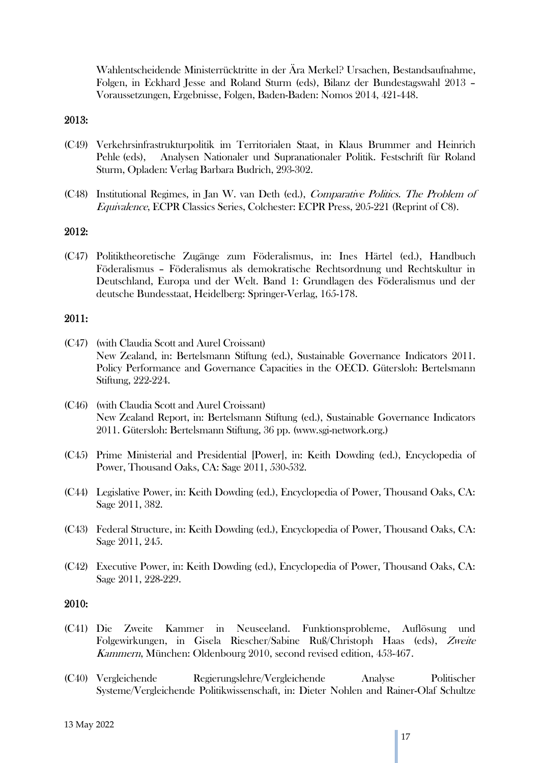Wahlentscheidende Ministerrücktritte in der Ära Merkel? Ursachen, Bestandsaufnahme, Folgen, in Eckhard Jesse and Roland Sturm (eds), Bilanz der Bundestagswahl 2013 – Voraussetzungen, Ergebnisse, Folgen, Baden-Baden: Nomos 2014, 421-448.

**2013:**

(C49) Verkehrsinfrastrukturpolitik im Territorialen Staat, in Klaus Brummer and Heinrich Pehle (eds), Analysen Nationaler und Supranationaler Politik. Festschrift für Roland Sturm, Opladen: Verlag Barbara Budrich, 293-302.

(C48) Institutional Regimes, in Jan W. van Deth (ed.), *Comparative Politics. The Problem of Equivalence*, ECPR Classics Series, Colchester: ECPR Press, 205-221 (Reprint of C8).

**2012:**

(C47) Politiktheoretische Zugänge zum Föderalismus, in: Ines Härtel (ed.), Handbuch Föderalismus – Föderalismus als demokratische Rechtsordnung und Rechtskultur in Deutschland, Europa und der Welt. Band 1: Grundlagen des Föderalismus und der deutsche Bundesstaat, Heidelberg: Springer-Verlag, 165-178.

**2011:**

(C47) (with Claudia Scott and Aurel Croissant)
New Zealand, in: Bertelsmann Stiftung (ed.), Sustainable Governance Indicators 2011. Policy Performance and Governance Capacities in the OECD. Gütersloh: Bertelsmann Stiftung, 222-224.

(C46) (with Claudia Scott and Aurel Croissant)
New Zealand Report, in: Bertelsmann Stiftung (ed.), Sustainable Governance Indicators 2011. Gütersloh: Bertelsmann Stiftung, 36 pp. (www.sgi-network.org.)

(C45) Prime Ministerial and Presidential [Power], in: Keith Dowding (ed.), Encyclopedia of Power, Thousand Oaks, CA: Sage 2011, 530-532.

(C44) Legislative Power, in: Keith Dowding (ed.), Encyclopedia of Power, Thousand Oaks, CA: Sage 2011, 382.

(C43) Federal Structure, in: Keith Dowding (ed.), Encyclopedia of Power, Thousand Oaks, CA: Sage 2011, 245.

(C42) Executive Power, in: Keith Dowding (ed.), Encyclopedia of Power, Thousand Oaks, CA: Sage 2011, 228-229.

**2010:**

(C41) Die Zweite Kammer in Neuseeland. Funktionsprobleme, Auflösung und Folgewirkungen, in Gisela Riescher/Sabine Ruß/Christoph Haas (eds), *Zweite Kammern*, München: Oldenbourg 2010, second revised edition, 453-467.

(C40) Vergleichende Regierungslehre/Vergleichende Analyse Politischer Systeme/Vergleichende Politikwissenschaft, in: Dieter Nohlen and Rainer-Olaf Schultze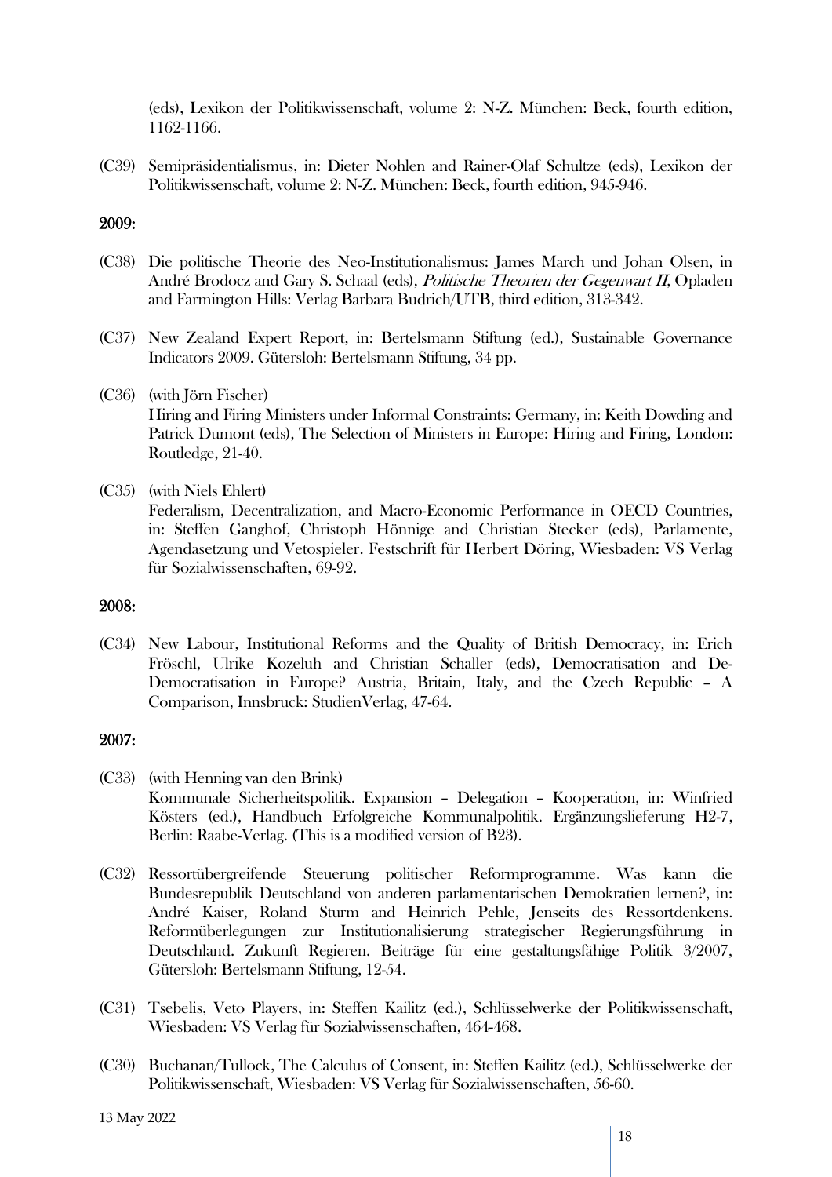(eds), Lexikon der Politikwissenschaft, volume 2: N-Z. München: Beck, fourth edition, 1162-1166.

(C39) Semipräsidentialismus, in: Dieter Nohlen and Rainer-Olaf Schultze (eds), Lexikon der Politikwissenschaft, volume 2: N-Z. München: Beck, fourth edition, 945-946.

**2009:**

(C38) Die politische Theorie des Neo-Institutionalismus: James March und Johan Olsen, in André Brodocz and Gary S. Schaal (eds), *Politische Theorien der Gegenwart II*, Opladen and Farmington Hills: Verlag Barbara Budrich/UTB, third edition, 313-342.

(C37) New Zealand Expert Report, in: Bertelsmann Stiftung (ed.), Sustainable Governance Indicators 2009. Gütersloh: Bertelsmann Stiftung, 34 pp.

(C36) (with Jörn Fischer)
Hiring and Firing Ministers under Informal Constraints: Germany, in: Keith Dowding and Patrick Dumont (eds), The Selection of Ministers in Europe: Hiring and Firing, London: Routledge, 21-40.

(C35) (with Niels Ehlert)
Federalism, Decentralization, and Macro-Economic Performance in OECD Countries, in: Steffen Ganghof, Christoph Hönnige and Christian Stecker (eds), Parlamente, Agendasetzung und Vetospieler. Festschrift für Herbert Döring, Wiesbaden: VS Verlag für Sozialwissenschaften, 69-92.

**2008:**

(C34) New Labour, Institutional Reforms and the Quality of British Democracy, in: Erich Fröschl, Ulrike Kozeluh and Christian Schaller (eds), Democratisation and De-Democratisation in Europe? Austria, Britain, Italy, and the Czech Republic – A Comparison, Innsbruck: StudienVerlag, 47-64.

**2007:**

(C33) (with Henning van den Brink)
Kommunale Sicherheitspolitik. Expansion – Delegation – Kooperation, in: Winfried Kösters (ed.), Handbuch Erfolgreiche Kommunalpolitik. Ergänzungslieferung H2-7, Berlin: Raabe-Verlag. (This is a modified version of B23).

(C32) Ressortübergreifende Steuerung politischer Reformprogramme. Was kann die Bundesrepublik Deutschland von anderen parlamentarischen Demokratien lernen?, in: André Kaiser, Roland Sturm and Heinrich Pehle, Jenseits des Ressortdenkens. Reformüberlegungen zur Institutionalisierung strategischer Regierungsführung in Deutschland. Zukunft Regieren. Beiträge für eine gestaltungsfähige Politik 3/2007, Gütersloh: Bertelsmann Stiftung, 12-54.

(C31) Tsebelis, Veto Players, in: Steffen Kailitz (ed.), Schlüsselwerke der Politikwissenschaft, Wiesbaden: VS Verlag für Sozialwissenschaften, 464-468.

(C30) Buchanan/Tullock, The Calculus of Consent, in: Steffen Kailitz (ed.), Schlüsselwerke der Politikwissenschaft, Wiesbaden: VS Verlag für Sozialwissenschaften, 56-60.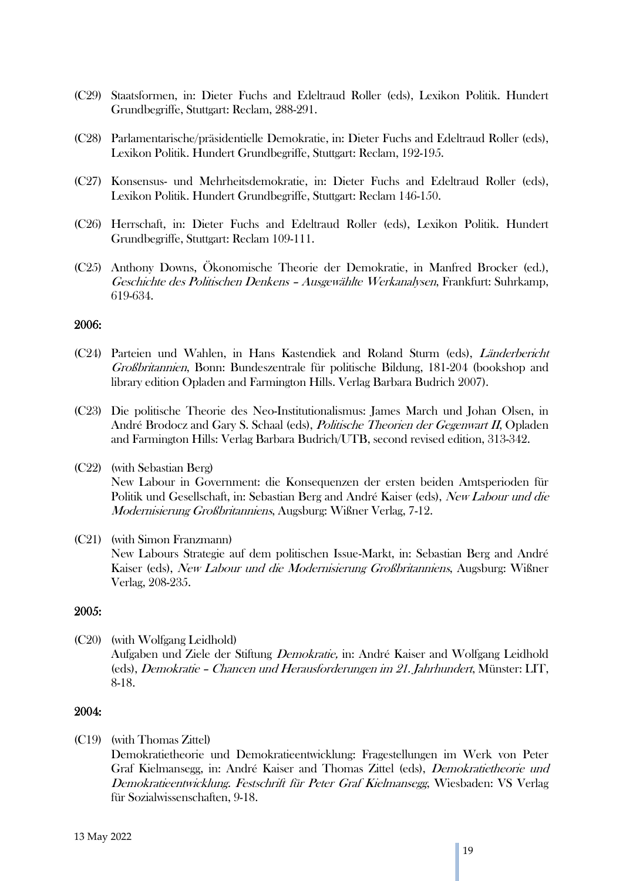(C29) Staatsformen, in: Dieter Fuchs and Edeltraud Roller (eds), Lexikon Politik. Hundert Grundbegriffe, Stuttgart: Reclam, 288-291.

(C28) Parlamentarische/präsidentielle Demokratie, in: Dieter Fuchs and Edeltraud Roller (eds), Lexikon Politik. Hundert Grundbegriffe, Stuttgart: Reclam, 192-195.

(C27) Konsensus- und Mehrheitsdemokratie, in: Dieter Fuchs and Edeltraud Roller (eds), Lexikon Politik. Hundert Grundbegriffe, Stuttgart: Reclam 146-150.

(C26) Herrschaft, in: Dieter Fuchs and Edeltraud Roller (eds), Lexikon Politik. Hundert Grundbegriffe, Stuttgart: Reclam 109-111.

(C25) Anthony Downs, Ökonomische Theorie der Demokratie, in Manfred Brocker (ed.), *Geschichte des Politischen Denkens – Ausgewählte Werkanalysen*, Frankfurt: Suhrkamp, 619-634.

**2006:**

(C24) Parteien und Wahlen, in Hans Kastendiek and Roland Sturm (eds), *Länderbericht Großbritannien*, Bonn: Bundeszentrale für politische Bildung, 181-204 (bookshop and library edition Opladen and Farmington Hills. Verlag Barbara Budrich 2007).

(C23) Die politische Theorie des Neo-Institutionalismus: James March und Johan Olsen, in André Brodocz and Gary S. Schaal (eds), *Politische Theorien der Gegenwart II*, Opladen and Farmington Hills: Verlag Barbara Budrich/UTB, second revised edition, 313-342.

(C22) (with Sebastian Berg)
New Labour in Government: die Konsequenzen der ersten beiden Amtsperioden für Politik und Gesellschaft, in: Sebastian Berg and André Kaiser (eds), *New Labour und die Modernisierung Großbritanniens*, Augsburg: Wißner Verlag, 7-12.

(C21) (with Simon Franzmann)
New Labours Strategie auf dem politischen Issue-Markt, in: Sebastian Berg and André Kaiser (eds), *New Labour und die Modernisierung Großbritanniens*, Augsburg: Wißner Verlag, 208-235.

**2005:**

(C20) (with Wolfgang Leidhold)
Aufgaben und Ziele der Stiftung *Demokratie,* in: André Kaiser and Wolfgang Leidhold (eds), *Demokratie – Chancen und Herausforderungen im 21. Jahrhundert*, Münster: LIT, 8-18.

**2004:**

(C19) (with Thomas Zittel)
Demokratietheorie und Demokratieentwicklung: Fragestellungen im Werk von Peter Graf Kielmansegg, in: André Kaiser and Thomas Zittel (eds), *Demokratietheorie und Demokratieentwicklung. Festschrift für Peter Graf Kielmansegg*, Wiesbaden: VS Verlag für Sozialwissenschaften, 9-18.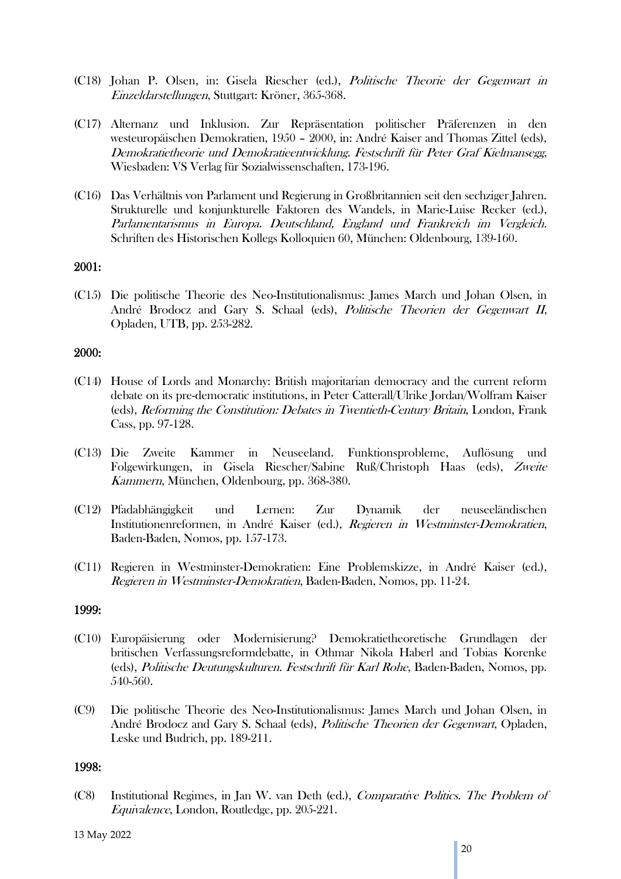(C18) Johan P. Olsen, in: Gisela Riescher (ed.), *Politische Theorie der Gegenwart in Einzeldarstellungen*, Stuttgart: Kröner, 365-368.

(C17) Alternanz und Inklusion. Zur Repräsentation politischer Präferenzen in den westeuropäischen Demokratien, 1950 – 2000, in: André Kaiser and Thomas Zittel (eds), *Demokratietheorie und Demokratieentwicklung. Festschrift für Peter Graf Kielmansegg*, Wiesbaden: VS Verlag für Sozialwissenschaften, 173-196.

(C16) Das Verhältnis von Parlament und Regierung in Großbritannien seit den sechziger Jahren. Strukturelle und konjunkturelle Faktoren des Wandels, in Marie-Luise Recker (ed.), *Parlamentarismus in Europa. Deutschland, England und Frankreich im Vergleich.* Schriften des Historischen Kollegs Kolloquien 60, München: Oldenbourg, 139-160.

**2001:**

(C15) Die politische Theorie des Neo-Institutionalismus: James March und Johan Olsen, in André Brodocz and Gary S. Schaal (eds), *Politische Theorien der Gegenwart II*, Opladen, UTB, pp. 253-282.

**2000:**

(C14) House of Lords and Monarchy: British majoritarian democracy and the current reform debate on its pre-democratic institutions, in Peter Catterall/Ulrike Jordan/Wolfram Kaiser (eds), *Reforming the Constitution: Debates in Twentieth-Century Britain*, London, Frank Cass, pp. 97-128.

(C13) Die Zweite Kammer in Neuseeland. Funktionsprobleme, Auflösung und Folgewirkungen, in Gisela Riescher/Sabine Ruß/Christoph Haas (eds), *Zweite Kammern*, München, Oldenbourg, pp. 368-380.

(C12) Pfadabhängigkeit und Lernen: Zur Dynamik der neuseeländischen Institutionenreformen, in André Kaiser (ed.), *Regieren in Westminster-Demokratien*, Baden-Baden, Nomos, pp. 157-173.

(C11) Regieren in Westminster-Demokratien: Eine Problemskizze, in André Kaiser (ed.), *Regieren in Westminster-Demokratien*, Baden-Baden, Nomos, pp. 11-24.

**1999:**

(C10) Europäisierung oder Modernisierung? Demokratietheoretische Grundlagen der britischen Verfassungsreformdebatte, in Othmar Nikola Haberl and Tobias Korenke (eds), *Politische Deutungskulturen. Festschrift für Karl Rohe*, Baden-Baden, Nomos, pp. 540-560.

(C9) Die politische Theorie des Neo-Institutionalismus: James March und Johan Olsen, in André Brodocz and Gary S. Schaal (eds), *Politische Theorien der Gegenwart*, Opladen, Leske und Budrich, pp. 189-211.

**1998:**

(C8) Institutional Regimes, in Jan W. van Deth (ed.), *Comparative Politics. The Problem of Equivalence*, London, Routledge, pp. 205-221.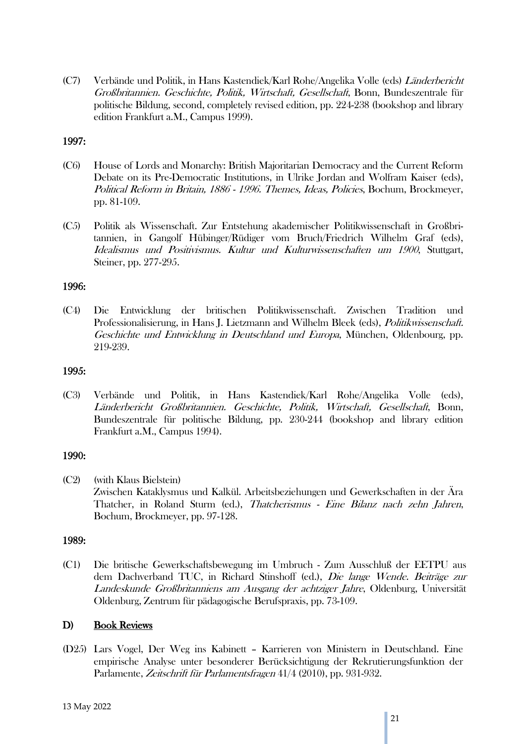(C7) Verbände und Politik, in Hans Kastendiek/Karl Rohe/Angelika Volle (eds) *Länderbericht Großbritannien. Geschichte, Politik, Wirtschaft, Gesellschaft*, Bonn, Bundeszentrale für politische Bildung, second, completely revised edition, pp. 224-238 (bookshop and library edition Frankfurt a.M., Campus 1999).

**1997:**

(C6) House of Lords and Monarchy: British Majoritarian Democracy and the Current Reform Debate on its Pre-Democratic Institutions, in Ulrike Jordan and Wolfram Kaiser (eds), *Political Reform in Britain, 1886 - 1996. Themes, Ideas, Policies*, Bochum, Brockmeyer, pp. 81-109.

(C5) Politik als Wissenschaft. Zur Entstehung akademischer Politikwissenschaft in Großbritannien, in Gangolf Hübinger/Rüdiger vom Bruch/Friedrich Wilhelm Graf (eds), *Idealismus und Positivismus. Kultur und Kulturwissenschaften um 1900*, Stuttgart, Steiner, pp. 277-295.

**1996:**

(C4) Die Entwicklung der britischen Politikwissenschaft. Zwischen Tradition und Professionalisierung, in Hans J. Lietzmann and Wilhelm Bleek (eds), *Politikwissenschaft. Geschichte und Entwicklung in Deutschland und Europa*, München, Oldenbourg, pp. 219-239.

**1995:**

(C3) Verbände und Politik, in Hans Kastendiek/Karl Rohe/Angelika Volle (eds), *Länderbericht Großbritannien. Geschichte, Politik, Wirtschaft, Gesellschaft*, Bonn, Bundeszentrale für politische Bildung, pp. 230-244 (bookshop and library edition Frankfurt a.M., Campus 1994).

**1990:**

(C2) (with Klaus Bielstein)
Zwischen Kataklysmus und Kalkül. Arbeitsbeziehungen und Gewerkschaften in der Ära Thatcher, in Roland Sturm (ed.), *Thatcherismus - Eine Bilanz nach zehn Jahren*, Bochum, Brockmeyer, pp. 97-128.

**1989:**

(C1) Die britische Gewerkschaftsbewegung im Umbruch - Zum Ausschluß der EETPU aus dem Dachverband TUC, in Richard Stinshoff (ed.), *Die lange Wende. Beiträge zur Landeskunde Großbritanniens am Ausgang der achtziger Jahre*, Oldenburg, Universität Oldenburg, Zentrum für pädagogische Berufspraxis, pp. 73-109.

## D) Book Reviews

(D25) Lars Vogel, Der Weg ins Kabinett – Karrieren von Ministern in Deutschland. Eine empirische Analyse unter besonderer Berücksichtigung der Rekrutierungsfunktion der Parlamente, *Zeitschrift für Parlamentsfragen* 41/4 (2010), pp. 931-932.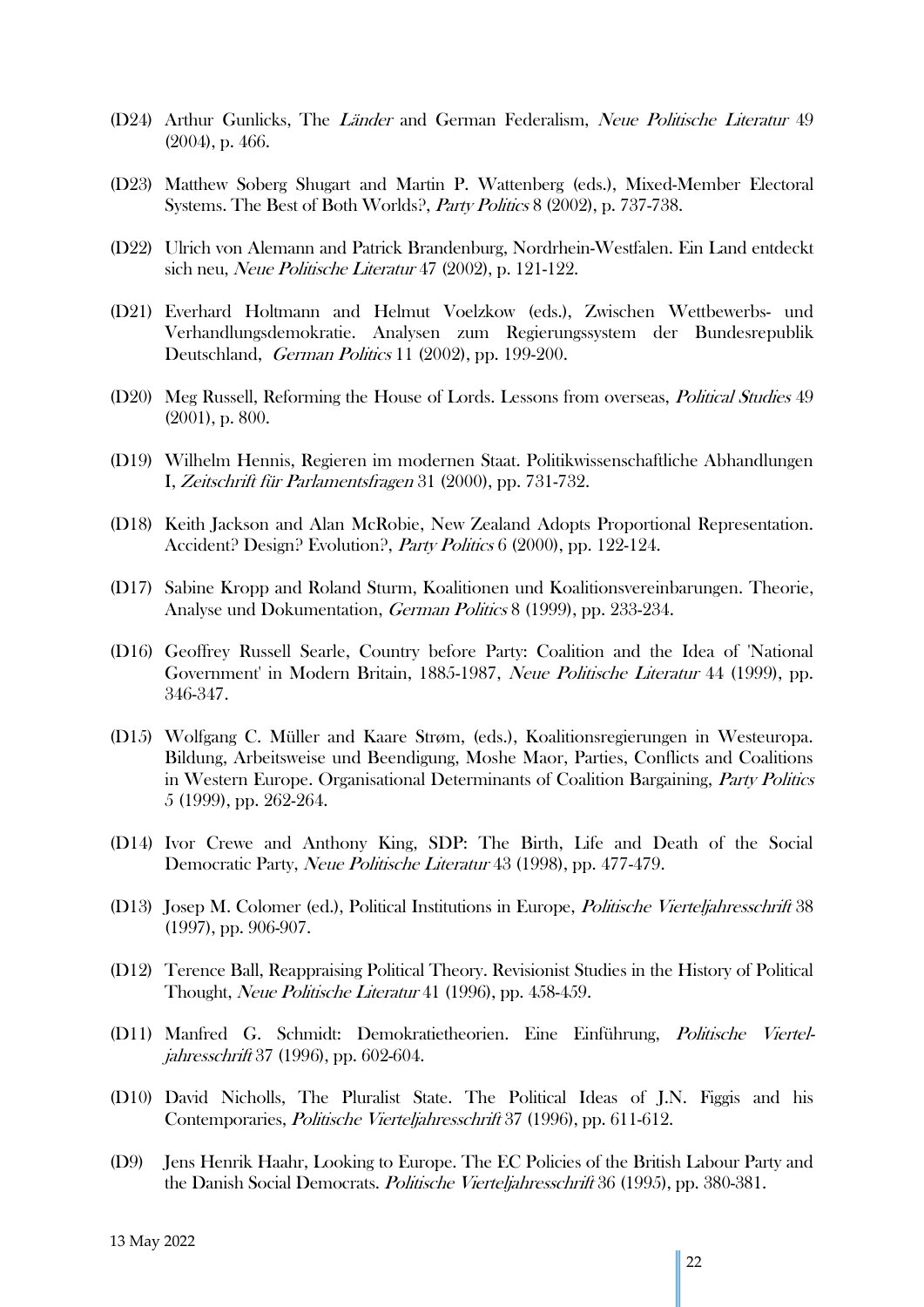(D24) Arthur Gunlicks, The *Länder* and German Federalism, *Neue Politische Literatur* 49 (2004), p. 466.

(D23) Matthew Soberg Shugart and Martin P. Wattenberg (eds.), Mixed-Member Electoral Systems. The Best of Both Worlds?, *Party Politics* 8 (2002), p. 737-738.

(D22) Ulrich von Alemann and Patrick Brandenburg, Nordrhein-Westfalen. Ein Land entdeckt sich neu, *Neue Politische Literatur* 47 (2002), p. 121-122.

(D21) Everhard Holtmann and Helmut Voelzkow (eds.), Zwischen Wettbewerbs- und Verhandlungsdemokratie. Analysen zum Regierungssystem der Bundesrepublik Deutschland, *German Politics* 11 (2002), pp. 199-200.

(D20) Meg Russell, Reforming the House of Lords. Lessons from overseas, *Political Studies* 49 (2001), p. 800.

(D19) Wilhelm Hennis, Regieren im modernen Staat. Politikwissenschaftliche Abhandlungen I, *Zeitschrift für Parlamentsfragen* 31 (2000), pp. 731-732.

(D18) Keith Jackson and Alan McRobie, New Zealand Adopts Proportional Representation. Accident? Design? Evolution?, *Party Politics* 6 (2000), pp. 122-124.

(D17) Sabine Kropp and Roland Sturm, Koalitionen und Koalitionsvereinbarungen. Theorie, Analyse und Dokumentation, *German Politics* 8 (1999), pp. 233-234.

(D16) Geoffrey Russell Searle, Country before Party: Coalition and the Idea of 'National Government' in Modern Britain, 1885-1987, *Neue Politische Literatur* 44 (1999), pp. 346-347.

(D15) Wolfgang C. Müller and Kaare Strøm, (eds.), Koalitionsregierungen in Westeuropa. Bildung, Arbeitsweise und Beendigung, Moshe Maor, Parties, Conflicts and Coalitions in Western Europe. Organisational Determinants of Coalition Bargaining, *Party Politics* 5 (1999), pp. 262-264.

(D14) Ivor Crewe and Anthony King, SDP: The Birth, Life and Death of the Social Democratic Party, *Neue Politische Literatur* 43 (1998), pp. 477-479.

(D13) Josep M. Colomer (ed.), Political Institutions in Europe, *Politische Vierteljahresschrift* 38 (1997), pp. 906-907.

(D12) Terence Ball, Reappraising Political Theory. Revisionist Studies in the History of Political Thought, *Neue Politische Literatur* 41 (1996), pp. 458-459.

(D11) Manfred G. Schmidt: Demokratietheorien. Eine Einführung, *Politische Vierteljahresschrift* 37 (1996), pp. 602-604.

(D10) David Nicholls, The Pluralist State. The Political Ideas of J.N. Figgis and his Contemporaries, *Politische Vierteljahresschrift* 37 (1996), pp. 611-612.

(D9) Jens Henrik Haahr, Looking to Europe. The EC Policies of the British Labour Party and the Danish Social Democrats. *Politische Vierteljahresschrift* 36 (1995), pp. 380-381.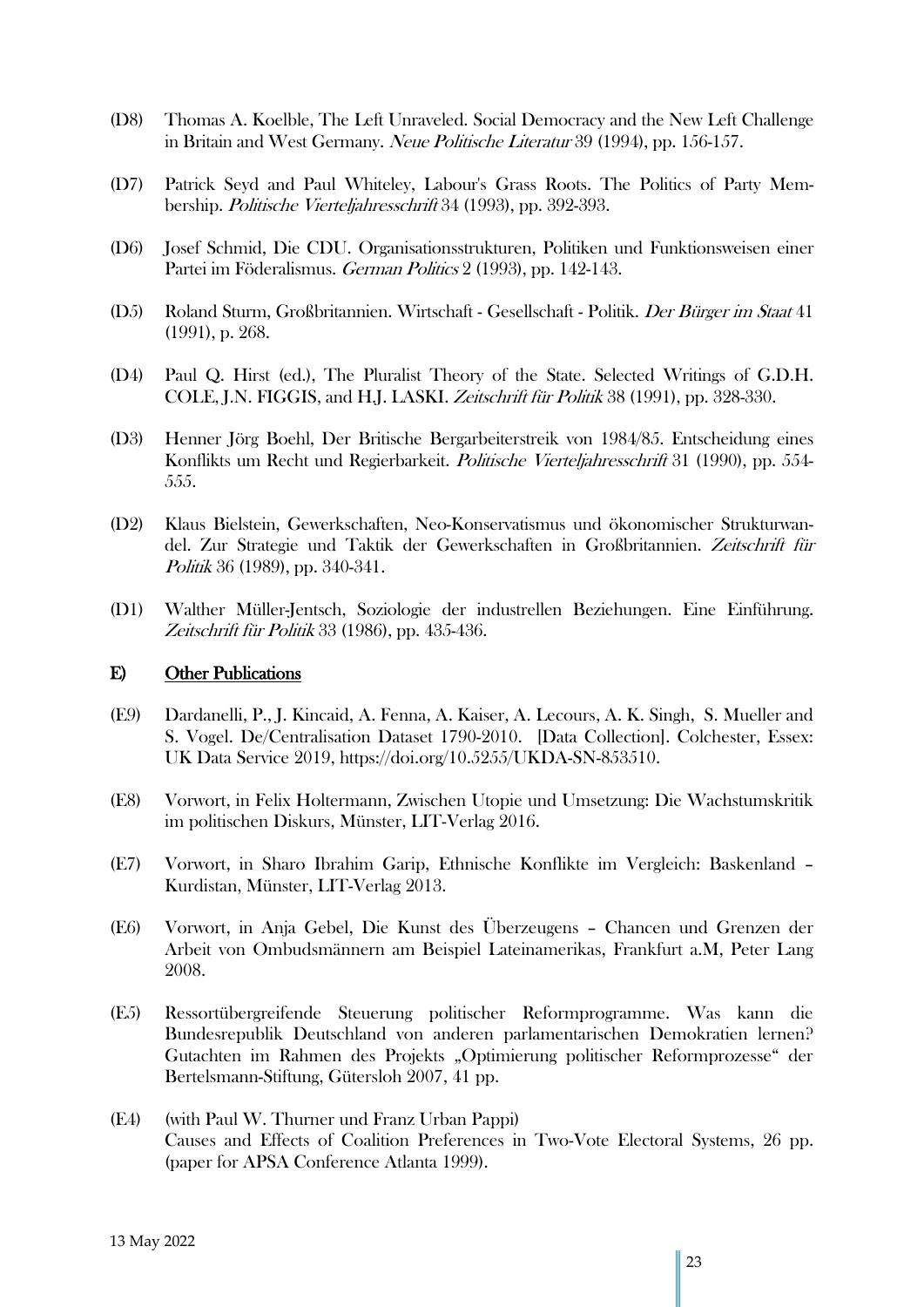(D8) Thomas A. Koelble, The Left Unraveled. Social Democracy and the New Left Challenge in Britain and West Germany. *Neue Politische Literatur* 39 (1994), pp. 156-157.

(D7) Patrick Seyd and Paul Whiteley, Labour's Grass Roots. The Politics of Party Membership. *Politische Vierteljahresschrift* 34 (1993), pp. 392-393.

(D6) Josef Schmid, Die CDU. Organisationsstrukturen, Politiken und Funktionsweisen einer Partei im Föderalismus. *German Politics* 2 (1993), pp. 142-143.

(D5) Roland Sturm, Großbritannien. Wirtschaft - Gesellschaft - Politik. *Der Bürger im Staat* 41 (1991), p. 268.

(D4) Paul Q. Hirst (ed.), The Pluralist Theory of the State. Selected Writings of G.D.H. COLE, J.N. FIGGIS, and H.J. LASKI. *Zeitschrift für Politik* 38 (1991), pp. 328-330.

(D3) Henner Jörg Boehl, Der Britische Bergarbeiterstreik von 1984/85. Entscheidung eines Konflikts um Recht und Regierbarkeit. *Politische Vierteljahresschrift* 31 (1990), pp. 554-555.

(D2) Klaus Bielstein, Gewerkschaften, Neo-Konservatismus und ökonomischer Strukturwandel. Zur Strategie und Taktik der Gewerkschaften in Großbritannien. *Zeitschrift für Politik* 36 (1989), pp. 340-341.

(D1) Walther Müller-Jentsch, Soziologie der industrellen Beziehungen. Eine Einführung. *Zeitschrift für Politik* 33 (1986), pp. 435-436.

## E) Other Publications

(E9) Dardanelli, P., J. Kincaid, A. Fenna, A. Kaiser, A. Lecours, A. K. Singh, S. Mueller and S. Vogel. De/Centralisation Dataset 1790-2010. [Data Collection]. Colchester, Essex: UK Data Service 2019, https://doi.org/10.5255/UKDA-SN-853510.

(E8) Vorwort, in Felix Holtermann, Zwischen Utopie und Umsetzung: Die Wachstumskritik im politischen Diskurs, Münster, LIT-Verlag 2016.

(E7) Vorwort, in Sharo Ibrahim Garip, Ethnische Konflikte im Vergleich: Baskenland – Kurdistan, Münster, LIT-Verlag 2013.

(E6) Vorwort, in Anja Gebel, Die Kunst des Überzeugens – Chancen und Grenzen der Arbeit von Ombudsmännern am Beispiel Lateinamerikas, Frankfurt a.M, Peter Lang 2008.

(E5) Ressortübergreifende Steuerung politischer Reformprogramme. Was kann die Bundesrepublik Deutschland von anderen parlamentarischen Demokratien lernen? Gutachten im Rahmen des Projekts „Optimierung politischer Reformprozesse" der Bertelsmann-Stiftung, Gütersloh 2007, 41 pp.

(E4) (with Paul W. Thurner und Franz Urban Pappi)
Causes and Effects of Coalition Preferences in Two-Vote Electoral Systems, 26 pp. (paper for APSA Conference Atlanta 1999).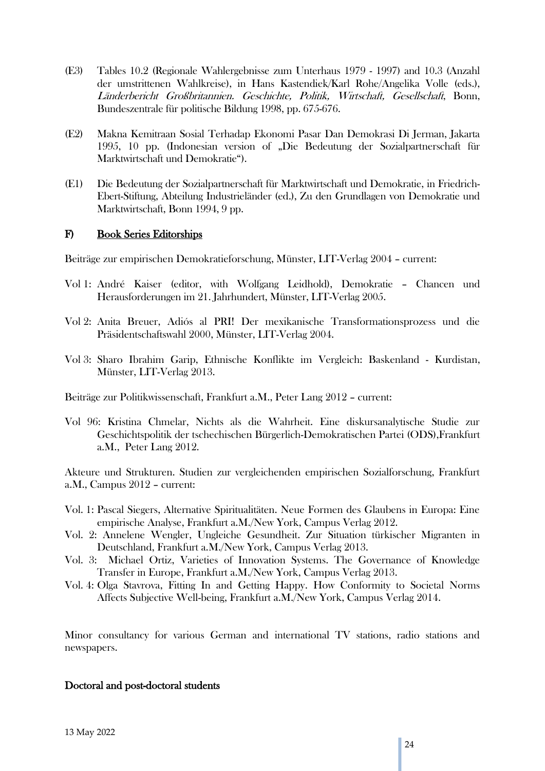(E3) Tables 10.2 (Regionale Wahlergebnisse zum Unterhaus 1979 - 1997) and 10.3 (Anzahl der umstrittenen Wahlkreise), in Hans Kastendiek/Karl Rohe/Angelika Volle (eds.), *Länderbericht Großbritannien. Geschichte, Politik, Wirtschaft, Gesellschaft*, Bonn, Bundeszentrale für politische Bildung 1998, pp. 675-676.

(E2) Makna Kemitraan Sosial Terhadap Ekonomi Pasar Dan Demokrasi Di Jerman, Jakarta 1995, 10 pp. (Indonesian version of „Die Bedeutung der Sozialpartnerschaft für Marktwirtschaft und Demokratie").

(E1) Die Bedeutung der Sozialpartnerschaft für Marktwirtschaft und Demokratie, in Friedrich-Ebert-Stiftung, Abteilung Industrieländer (ed.), Zu den Grundlagen von Demokratie und Marktwirtschaft, Bonn 1994, 9 pp.

## F) Book Series Editorships

Beiträge zur empirischen Demokratieforschung, Münster, LIT-Verlag 2004 – current:

Vol 1: André Kaiser (editor, with Wolfgang Leidhold), Demokratie – Chancen und Herausforderungen im 21. Jahrhundert, Münster, LIT-Verlag 2005.

Vol 2: Anita Breuer, Adiós al PRI! Der mexikanische Transformationsprozess und die Präsidentschaftswahl 2000, Münster, LIT-Verlag 2004.

Vol 3: Sharo Ibrahim Garip, Ethnische Konflikte im Vergleich: Baskenland - Kurdistan, Münster, LIT-Verlag 2013.

Beiträge zur Politikwissenschaft, Frankfurt a.M., Peter Lang 2012 – current:

Vol 96: Kristina Chmelar, Nichts als die Wahrheit. Eine diskursanalytische Studie zur Geschichtspolitik der tschechischen Bürgerlich-Demokratischen Partei (ODS),Frankfurt a.M., Peter Lang 2012.

Akteure und Strukturen. Studien zur vergleichenden empirischen Sozialforschung, Frankfurt a.M., Campus 2012 – current:

Vol. 1: Pascal Siegers, Alternative Spiritualitäten. Neue Formen des Glaubens in Europa: Eine empirische Analyse, Frankfurt a.M./New York, Campus Verlag 2012.
Vol. 2: Annelene Wengler, Ungleiche Gesundheit. Zur Situation türkischer Migranten in Deutschland, Frankfurt a.M./New York, Campus Verlag 2013.
Vol. 3: Michael Ortiz, Varieties of Innovation Systems. The Governance of Knowledge Transfer in Europe, Frankfurt a.M./New York, Campus Verlag 2013.
Vol. 4: Olga Stavrova, Fitting In and Getting Happy. How Conformity to Societal Norms Affects Subjective Well-being, Frankfurt a.M./New York, Campus Verlag 2014.

Minor consultancy for various German and international TV stations, radio stations and newspapers.

**Doctoral and post-doctoral students**

13 May 2022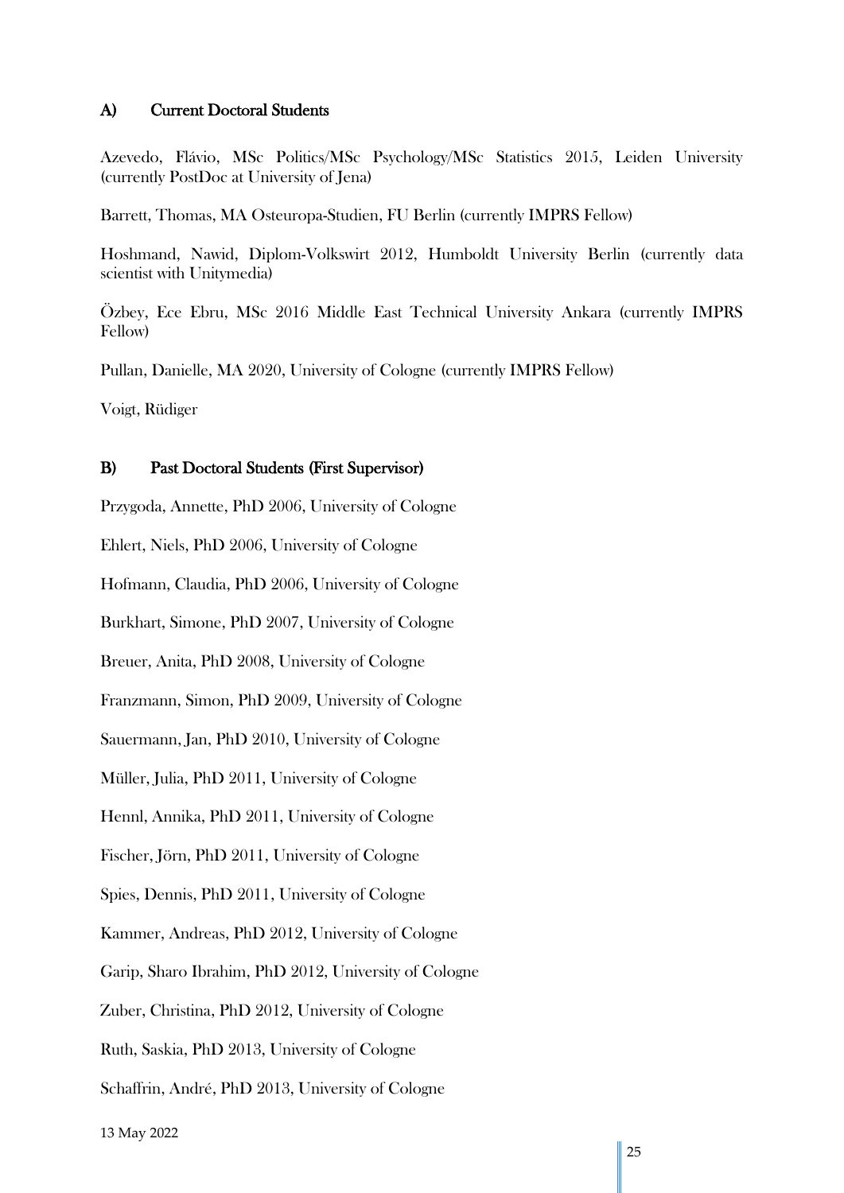## A) Current Doctoral Students

Azevedo, Flávio, MSc Politics/MSc Psychology/MSc Statistics 2015, Leiden University (currently PostDoc at University of Jena)

Barrett, Thomas, MA Osteuropa-Studien, FU Berlin (currently IMPRS Fellow)

Hoshmand, Nawid, Diplom-Volkswirt 2012, Humboldt University Berlin (currently data scientist with Unitymedia)

Özbey, Ece Ebru, MSc 2016 Middle East Technical University Ankara (currently IMPRS Fellow)

Pullan, Danielle, MA 2020, University of Cologne (currently IMPRS Fellow)

Voigt, Rüdiger

## B) Past Doctoral Students (First Supervisor)

Przygoda, Annette, PhD 2006, University of Cologne

Ehlert, Niels, PhD 2006, University of Cologne

Hofmann, Claudia, PhD 2006, University of Cologne

Burkhart, Simone, PhD 2007, University of Cologne

Breuer, Anita, PhD 2008, University of Cologne

Franzmann, Simon, PhD 2009, University of Cologne

Sauermann, Jan, PhD 2010, University of Cologne

Müller, Julia, PhD 2011, University of Cologne

Hennl, Annika, PhD 2011, University of Cologne

Fischer, Jörn, PhD 2011, University of Cologne

Spies, Dennis, PhD 2011, University of Cologne

Kammer, Andreas, PhD 2012, University of Cologne

Garip, Sharo Ibrahim, PhD 2012, University of Cologne

Zuber, Christina, PhD 2012, University of Cologne

Ruth, Saskia, PhD 2013, University of Cologne

Schaffrin, André, PhD 2013, University of Cologne

13 May 2022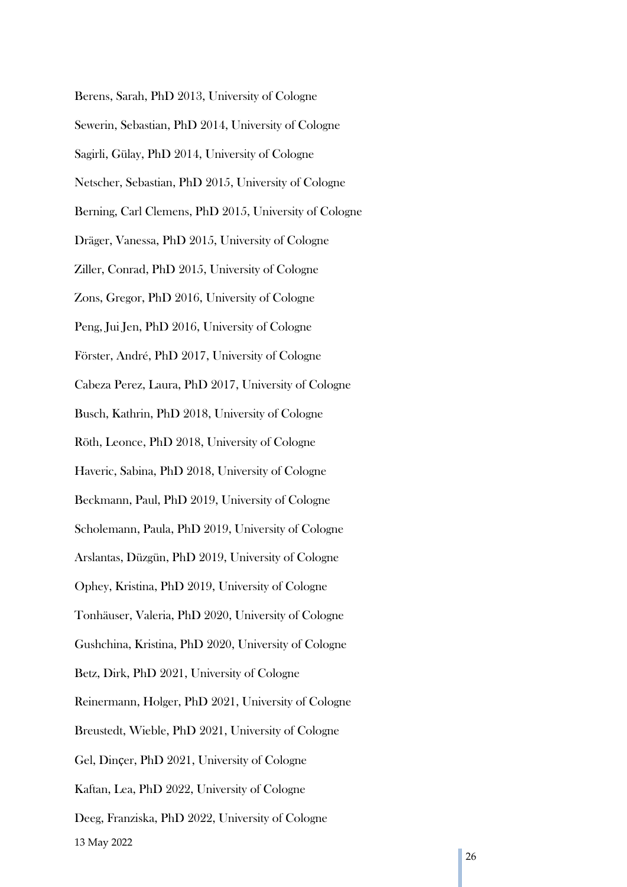Berens, Sarah, PhD 2013, University of Cologne

Sewerin, Sebastian, PhD 2014, University of Cologne

Sagirli, Gülay, PhD 2014, University of Cologne

Netscher, Sebastian, PhD 2015, University of Cologne

Berning, Carl Clemens, PhD 2015, University of Cologne

Dräger, Vanessa, PhD 2015, University of Cologne

Ziller, Conrad, PhD 2015, University of Cologne

Zons, Gregor, PhD 2016, University of Cologne

Peng, Jui Jen, PhD 2016, University of Cologne

Förster, André, PhD 2017, University of Cologne

Cabeza Perez, Laura, PhD 2017, University of Cologne

Busch, Kathrin, PhD 2018, University of Cologne

Röth, Leonce, PhD 2018, University of Cologne

Haveric, Sabina, PhD 2018, University of Cologne

Beckmann, Paul, PhD 2019, University of Cologne

Scholemann, Paula, PhD 2019, University of Cologne

Arslantas, Düzgün, PhD 2019, University of Cologne

Ophey, Kristina, PhD 2019, University of Cologne

Tonhäuser, Valeria, PhD 2020, University of Cologne

Gushchina, Kristina, PhD 2020, University of Cologne

Betz, Dirk, PhD 2021, University of Cologne

Reinermann, Holger, PhD 2021, University of Cologne

Breustedt, Wieble, PhD 2021, University of Cologne

Gel, Dinçer, PhD 2021, University of Cologne

Kaftan, Lea, PhD 2022, University of Cologne

Deeg, Franziska, PhD 2022, University of Cologne

13 May 2022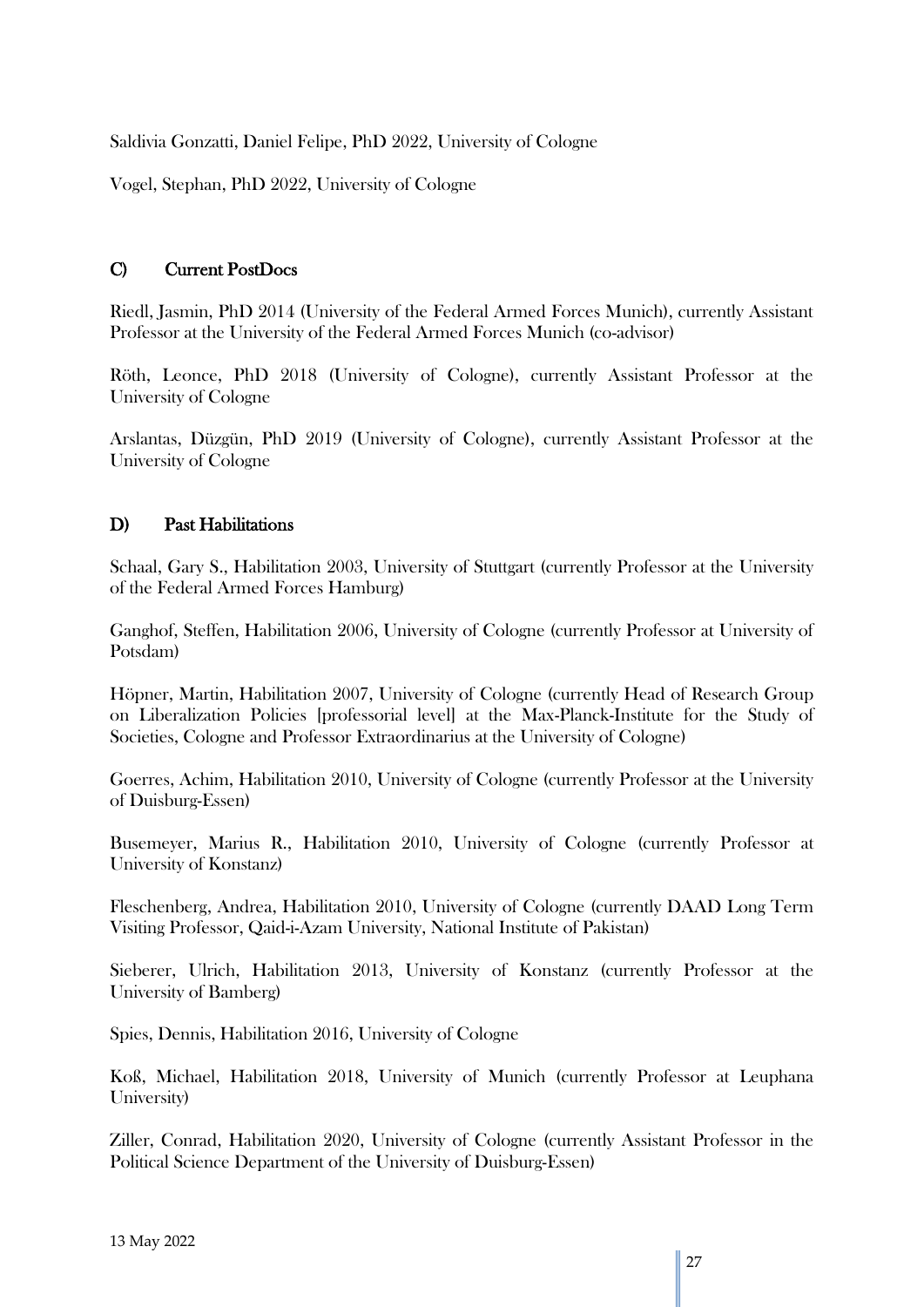Saldivia Gonzatti, Daniel Felipe, PhD 2022, University of Cologne

Vogel, Stephan, PhD 2022, University of Cologne

## C) Current PostDocs

Riedl, Jasmin, PhD 2014 (University of the Federal Armed Forces Munich), currently Assistant Professor at the University of the Federal Armed Forces Munich (co-advisor)

Röth, Leonce, PhD 2018 (University of Cologne), currently Assistant Professor at the University of Cologne

Arslantas, Düzgün, PhD 2019 (University of Cologne), currently Assistant Professor at the University of Cologne

## D) Past Habilitations

Schaal, Gary S., Habilitation 2003, University of Stuttgart (currently Professor at the University of the Federal Armed Forces Hamburg)

Ganghof, Steffen, Habilitation 2006, University of Cologne (currently Professor at University of Potsdam)

Höpner, Martin, Habilitation 2007, University of Cologne (currently Head of Research Group on Liberalization Policies [professorial level] at the Max-Planck-Institute for the Study of Societies, Cologne and Professor Extraordinarius at the University of Cologne)

Goerres, Achim, Habilitation 2010, University of Cologne (currently Professor at the University of Duisburg-Essen)

Busemeyer, Marius R., Habilitation 2010, University of Cologne (currently Professor at University of Konstanz)

Fleschenberg, Andrea, Habilitation 2010, University of Cologne (currently DAAD Long Term Visiting Professor, Qaid-i-Azam University, National Institute of Pakistan)

Sieberer, Ulrich, Habilitation 2013, University of Konstanz (currently Professor at the University of Bamberg)

Spies, Dennis, Habilitation 2016, University of Cologne

Koß, Michael, Habilitation 2018, University of Munich (currently Professor at Leuphana University)

Ziller, Conrad, Habilitation 2020, University of Cologne (currently Assistant Professor in the Political Science Department of the University of Duisburg-Essen)

13 May 2022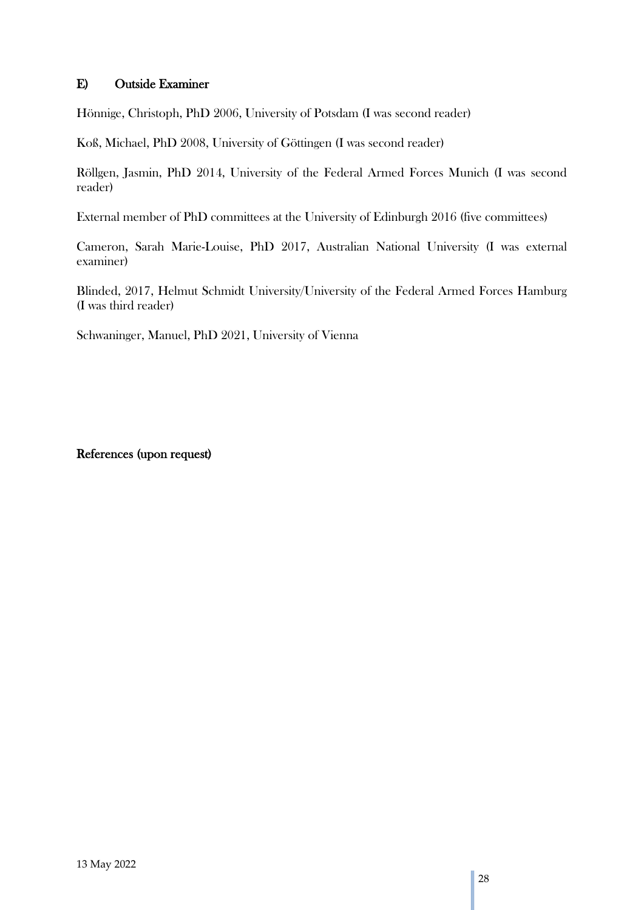## E) Outside Examiner

Hönnige, Christoph, PhD 2006, University of Potsdam (I was second reader)

Koß, Michael, PhD 2008, University of Göttingen (I was second reader)

Röllgen, Jasmin, PhD 2014, University of the Federal Armed Forces Munich (I was second reader)

External member of PhD committees at the University of Edinburgh 2016 (five committees)

Cameron, Sarah Marie-Louise, PhD 2017, Australian National University (I was external examiner)

Blinded, 2017, Helmut Schmidt University/University of the Federal Armed Forces Hamburg (I was third reader)

Schwaninger, Manuel, PhD 2021, University of Vienna

## References (upon request)

13 May 2022